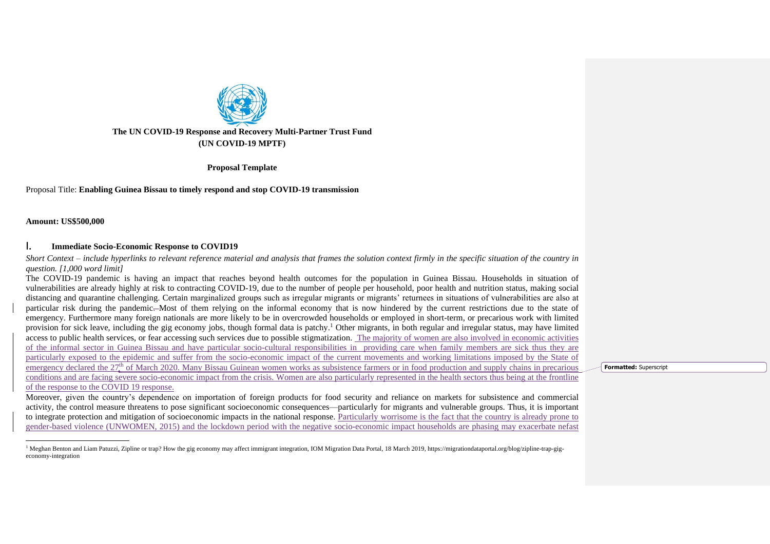**The UN COVID-19 Response and Recovery Multi-Partner Trust Fund (UN COVID-19 MPTF)**

**Proposal Template**

Proposal Title: **Enabling Guinea Bissau to timely respond and stop COVID-19 transmission**

**Amount: US$500,000**

## I. Immediate Socio-Economic Response to COVID19

*Short Context – include hyperlinks to relevant reference material and analysis that frames the solution context firmly in the specific situation of the country in question. [1,000 word limit]*

The COVID-19 pandemic is having an impact that reaches beyond health outcomes for the population in Guinea Bissau. Households in situation of vulnerabilities are already highly at risk to contracting COVID-19, due to the number of people per household, poor health and nutrition status, making social distancing and quarantine challenging. Certain marginalized groups such as irregular migrants or migrants' returnees in situations of vulnerabilities are also at particular risk during the pandemic. Most of them relying on the informal economy that is now hindered by the current restrictions due to the state of emergency. Furthermore many foreign nationals are more likely to be in overcrowded households or employed in short-term, or precarious work with limited provision for sick leave, including the gig economy jobs, though formal data is patchy.[1] Other migrants, in both regular and irregular status, may have limited access to public health services, or fear accessing such services due to possible stigmatization. The majority of women are also involved in economic activities of the informal sector in Guinea Bissau and have particular socio-cultural responsibilities in providing care when family members are sick thus they are particularly exposed to the epidemic and suffer from the socio-economic impact of the current movements and working limitations imposed by the State of emergency declared the 27th of March 2020. Many Bissau Guinean women works as subsistence farmers or in food production and supply chains in precarious conditions and are facing severe socio-economic impact from the crisis. Women are also particularly represented in the health sectors thus being at the frontline of the response to the COVID 19 response.

Moreover, given the country's dependence on importation of foreign products for food security and reliance on markets for subsistence and commercial activity, the control measure threatens to pose significant socioeconomic consequences—particularly for migrants and vulnerable groups. Thus, it is important to integrate protection and mitigation of socioeconomic impacts in the national response. Particularly worrisome is the fact that the country is already prone to gender-based violence (UNWOMEN, 2015) and the lockdown period with the negative socio-economic impact households are phasing may exacerbate nefast

[1] Meghan Benton and Liam Patuzzi, Zipline or trap? How the gig economy may affect immigrant integration, IOM Migration Data Portal, 18 March 2019, https://migrationdataportal.org/blog/zipline-trap-gig-economy-integration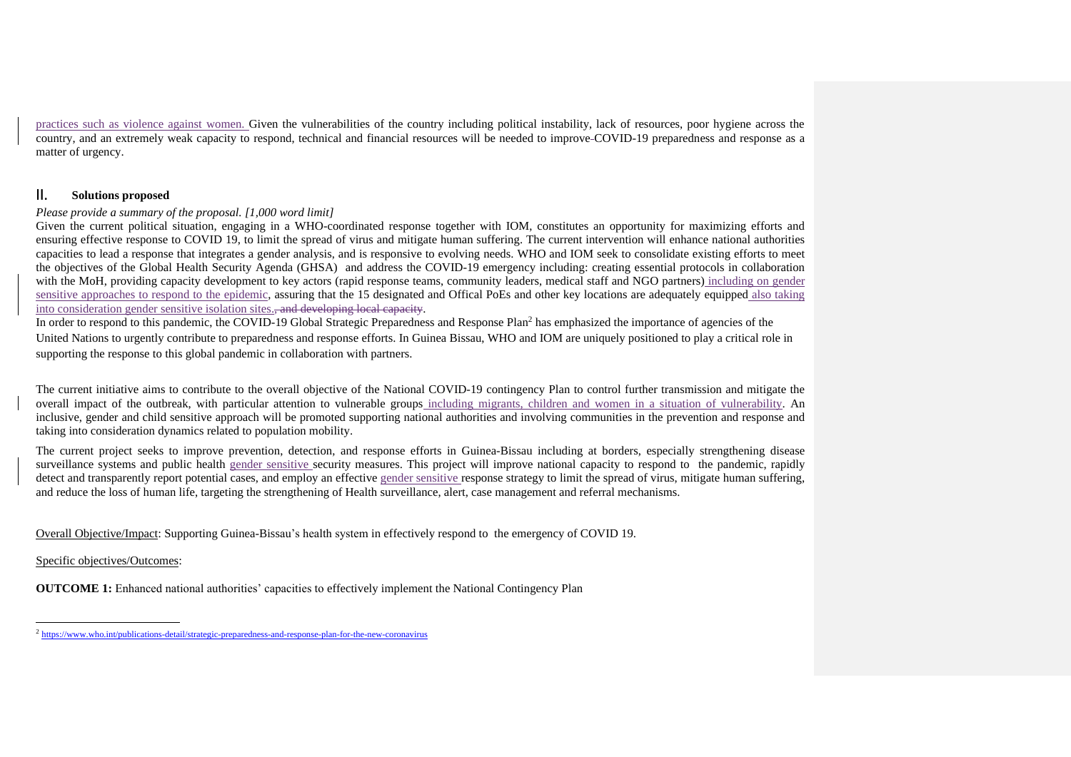practices such as violence against women. Given the vulnerabilities of the country including political instability, lack of resources, poor hygiene across the country, and an extremely weak capacity to respond, technical and financial resources will be needed to improve COVID-19 preparedness and response as a matter of urgency.

## II. Solutions proposed

*Please provide a summary of the proposal. [1,000 word limit]*

Given the current political situation, engaging in a WHO-coordinated response together with IOM, constitutes an opportunity for maximizing efforts and ensuring effective response to COVID 19, to limit the spread of virus and mitigate human suffering. The current intervention will enhance national authorities capacities to lead a response that integrates a gender analysis, and is responsive to evolving needs. WHO and IOM seek to consolidate existing efforts to meet the objectives of the Global Health Security Agenda (GHSA) and address the COVID-19 emergency including: creating essential protocols in collaboration with the MoH, providing capacity development to key actors (rapid response teams, community leaders, medical staff and NGO partners) including on gender sensitive approaches to respond to the epidemic, assuring that the 15 designated and Offical PoEs and other key locations are adequately equipped also taking into consideration gender sensitive isolation sites., ~~and developing local capacity~~.

In order to respond to this pandemic, the COVID-19 Global Strategic Preparedness and Response Plan[2] has emphasized the importance of agencies of the United Nations to urgently contribute to preparedness and response efforts. In Guinea Bissau, WHO and IOM are uniquely positioned to play a critical role in supporting the response to this global pandemic in collaboration with partners.

The current initiative aims to contribute to the overall objective of the National COVID-19 contingency Plan to control further transmission and mitigate the overall impact of the outbreak, with particular attention to vulnerable groups including migrants, children and women in a situation of vulnerability. An inclusive, gender and child sensitive approach will be promoted supporting national authorities and involving communities in the prevention and response and taking into consideration dynamics related to population mobility.

The current project seeks to improve prevention, detection, and response efforts in Guinea-Bissau including at borders, especially strengthening disease surveillance systems and public health gender sensitive security measures. This project will improve national capacity to respond to the pandemic, rapidly detect and transparently report potential cases, and employ an effective gender sensitive response strategy to limit the spread of virus, mitigate human suffering, and reduce the loss of human life, targeting the strengthening of Health surveillance, alert, case management and referral mechanisms.

Overall Objective/Impact: Supporting Guinea-Bissau's health system in effectively respond to the emergency of COVID 19.

Specific objectives/Outcomes:

**OUTCOME 1:** Enhanced national authorities' capacities to effectively implement the National Contingency Plan

---

[2] https://www.who.int/publications-detail/strategic-preparedness-and-response-plan-for-the-new-coronavirus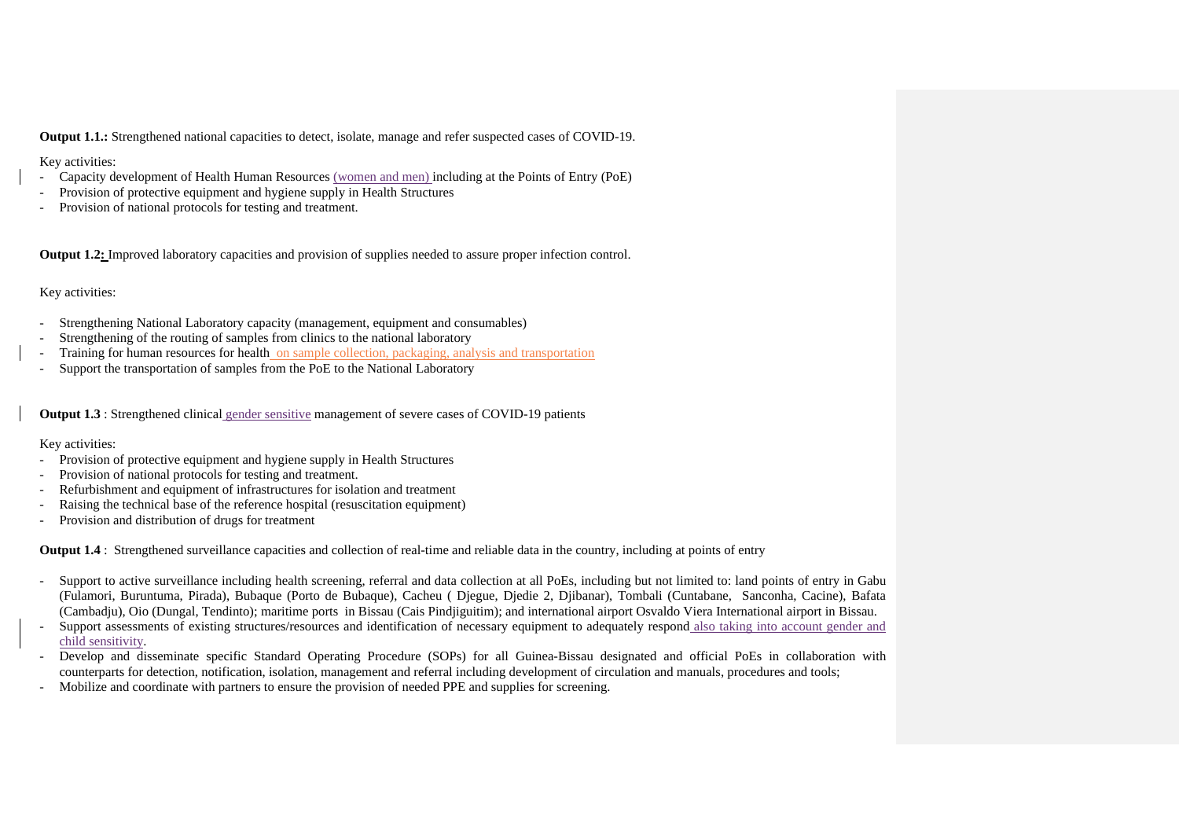**Output 1.1.:** Strengthened national capacities to detect, isolate, manage and refer suspected cases of COVID-19.

Key activities:
- Capacity development of Health Human Resources (women and men) including at the Points of Entry (PoE)
- Provision of protective equipment and hygiene supply in Health Structures
- Provision of national protocols for testing and treatment.

**Output 1.2:** Improved laboratory capacities and provision of supplies needed to assure proper infection control.

Key activities:

- Strengthening National Laboratory capacity (management, equipment and consumables)
- Strengthening of the routing of samples from clinics to the national laboratory
- Training for human resources for health on sample collection, packaging, analysis and transportation
- Support the transportation of samples from the PoE to the National Laboratory

**Output 1.3** : Strengthened clinical gender sensitive management of severe cases of COVID-19 patients

Key activities:
- Provision of protective equipment and hygiene supply in Health Structures
- Provision of national protocols for testing and treatment.
- Refurbishment and equipment of infrastructures for isolation and treatment
- Raising the technical base of the reference hospital (resuscitation equipment)
- Provision and distribution of drugs for treatment

**Output 1.4** : Strengthened surveillance capacities and collection of real-time and reliable data in the country, including at points of entry

- Support to active surveillance including health screening, referral and data collection at all PoEs, including but not limited to: land points of entry in Gabu (Fulamori, Buruntuma, Pirada), Bubaque (Porto de Bubaque), Cacheu ( Djegue, Djedie 2, Djibanar), Tombali (Cuntabane, Sanconha, Cacine), Bafata (Cambadju), Oio (Dungal, Tendinto); maritime ports in Bissau (Cais Pindjiguitim); and international airport Osvaldo Viera International airport in Bissau.
- Support assessments of existing structures/resources and identification of necessary equipment to adequately respond also taking into account gender and child sensitivity.
- Develop and disseminate specific Standard Operating Procedure (SOPs) for all Guinea-Bissau designated and official PoEs in collaboration with counterparts for detection, notification, isolation, management and referral including development of circulation and manuals, procedures and tools;
- Mobilize and coordinate with partners to ensure the provision of needed PPE and supplies for screening.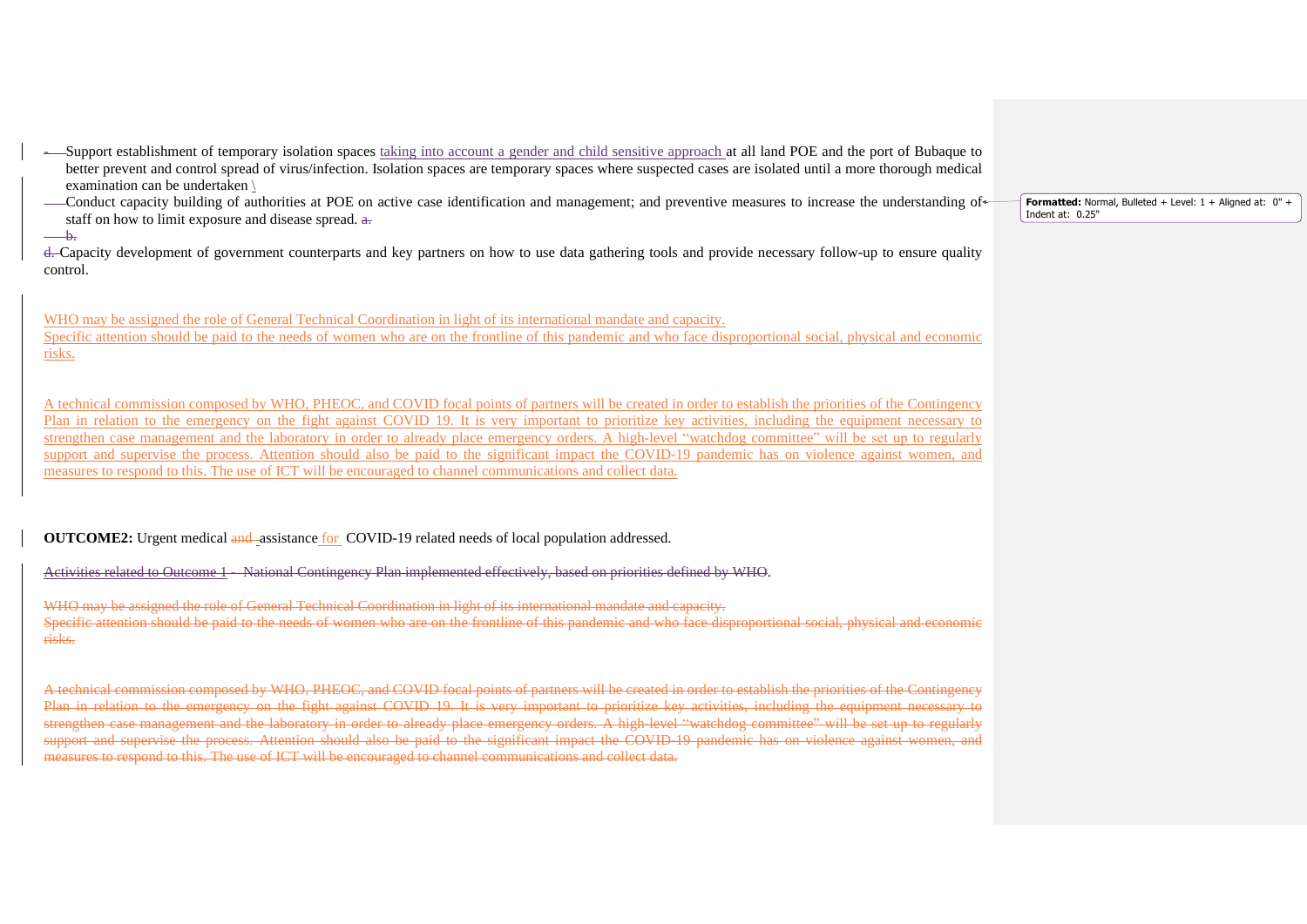- Support establishment of temporary isolation spaces taking into account a gender and child sensitive approach at all land POE and the port of Bubaque to better prevent and control spread of virus/infection. Isolation spaces are temporary spaces where suspected cases are isolated until a more thorough medical examination can be undertaken \
- Conduct capacity building of authorities at POE on active case identification and management; and preventive measures to increase the understanding of staff on how to limit exposure and disease spread. ~~a.~~
- ~~b.~~

~~d.~~ Capacity development of government counterparts and key partners on how to use data gathering tools and provide necessary follow-up to ensure quality control.

WHO may be assigned the role of General Technical Coordination in light of its international mandate and capacity.
Specific attention should be paid to the needs of women who are on the frontline of this pandemic and who face disproportional social, physical and economic risks.

A technical commission composed by WHO, PHEOC, and COVID focal points of partners will be created in order to establish the priorities of the Contingency Plan in relation to the emergency on the fight against COVID 19. It is very important to prioritize key activities, including the equipment necessary to strengthen case management and the laboratory in order to already place emergency orders. A high-level "watchdog committee" will be set up to regularly support and supervise the process. Attention should also be paid to the significant impact the COVID-19 pandemic has on violence against women, and measures to respond to this. The use of ICT will be encouraged to channel communications and collect data.

**OUTCOME2:** Urgent medical ~~and~~ assistance for COVID-19 related needs of local population addressed.

~~Activities related to Outcome 1 – National Contingency Plan implemented effectively, based on priorities defined by WHO~~.

~~WHO may be assigned the role of General Technical Coordination in light of its international mandate and capacity.~~
~~Specific attention should be paid to the needs of women who are on the frontline of this pandemic and who face disproportional social, physical and economic risks.~~

~~A technical commission composed by WHO, PHEOC, and COVID focal points of partners will be created in order to establish the priorities of the Contingency Plan in relation to the emergency on the fight against COVID 19. It is very important to prioritize key activities, including the equipment necessary to strengthen case management and the laboratory in order to already place emergency orders. A high-level "watchdog committee" will be set up to regularly support and supervise the process. Attention should also be paid to the significant impact the COVID-19 pandemic has on violence against women, and measures to respond to this. The use of ICT will be encouraged to channel communications and collect data.~~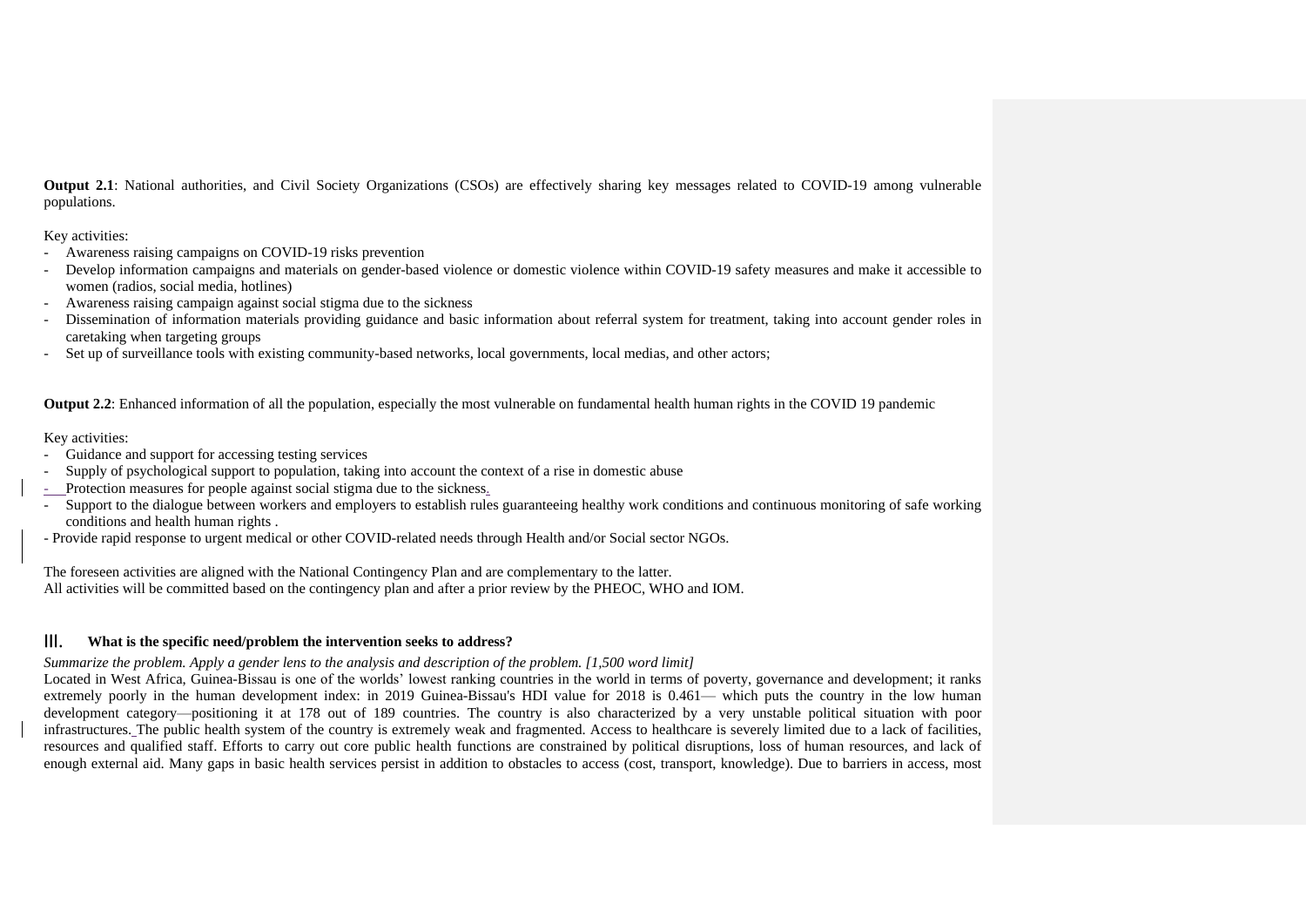**Output 2.1**: National authorities, and Civil Society Organizations (CSOs) are effectively sharing key messages related to COVID-19 among vulnerable populations.

Key activities:

- Awareness raising campaigns on COVID-19 risks prevention
- Develop information campaigns and materials on gender-based violence or domestic violence within COVID-19 safety measures and make it accessible to women (radios, social media, hotlines)
- Awareness raising campaign against social stigma due to the sickness
- Dissemination of information materials providing guidance and basic information about referral system for treatment, taking into account gender roles in caretaking when targeting groups
- Set up of surveillance tools with existing community-based networks, local governments, local medias, and other actors;

**Output 2.2**: Enhanced information of all the population, especially the most vulnerable on fundamental health human rights in the COVID 19 pandemic

Key activities:

- Guidance and support for accessing testing services
- Supply of psychological support to population, taking into account the context of a rise in domestic abuse
- Protection measures for people against social stigma due to the sickness.
- Support to the dialogue between workers and employers to establish rules guaranteeing healthy work conditions and continuous monitoring of safe working conditions and health human rights .
- Provide rapid response to urgent medical or other COVID-related needs through Health and/or Social sector NGOs.

The foreseen activities are aligned with the National Contingency Plan and are complementary to the latter.
All activities will be committed based on the contingency plan and after a prior review by the PHEOC, WHO and IOM.

## III. What is the specific need/problem the intervention seeks to address?

*Summarize the problem. Apply a gender lens to the analysis and description of the problem. [1,500 word limit]*

Located in West Africa, Guinea-Bissau is one of the worlds' lowest ranking countries in the world in terms of poverty, governance and development; it ranks extremely poorly in the human development index: in 2019 Guinea-Bissau's HDI value for 2018 is 0.461— which puts the country in the low human development category—positioning it at 178 out of 189 countries. The country is also characterized by a very unstable political situation with poor infrastructures. The public health system of the country is extremely weak and fragmented. Access to healthcare is severely limited due to a lack of facilities, resources and qualified staff. Efforts to carry out core public health functions are constrained by political disruptions, loss of human resources, and lack of enough external aid. Many gaps in basic health services persist in addition to obstacles to access (cost, transport, knowledge). Due to barriers in access, most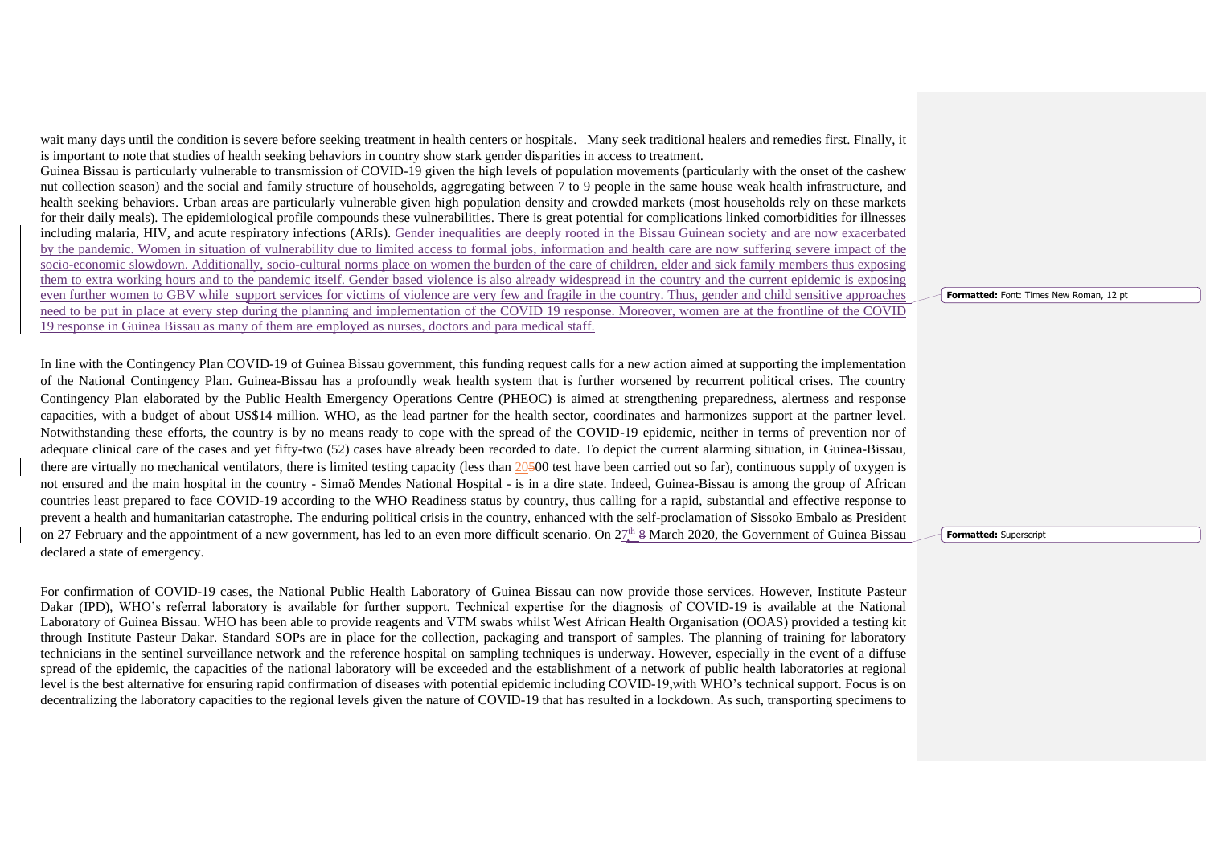wait many days until the condition is severe before seeking treatment in health centers or hospitals. Many seek traditional healers and remedies first. Finally, it is important to note that studies of health seeking behaviors in country show stark gender disparities in access to treatment.

Guinea Bissau is particularly vulnerable to transmission of COVID-19 given the high levels of population movements (particularly with the onset of the cashew nut collection season) and the social and family structure of households, aggregating between 7 to 9 people in the same house weak health infrastructure, and health seeking behaviors. Urban areas are particularly vulnerable given high population density and crowded markets (most households rely on these markets for their daily meals). The epidemiological profile compounds these vulnerabilities. There is great potential for complications linked comorbidities for illnesses including malaria, HIV, and acute respiratory infections (ARIs). Gender inequalities are deeply rooted in the Bissau Guinean society and are now exacerbated by the pandemic. Women in situation of vulnerability due to limited access to formal jobs, information and health care are now suffering severe impact of the socio-economic slowdown. Additionally, socio-cultural norms place on women the burden of the care of children, elder and sick family members thus exposing them to extra working hours and to the pandemic itself. Gender based violence is also already widespread in the country and the current epidemic is exposing even further women to GBV while support services for victims of violence are very few and fragile in the country. Thus, gender and child sensitive approaches need to be put in place at every step during the planning and implementation of the COVID 19 response. Moreover, women are at the frontline of the COVID 19 response in Guinea Bissau as many of them are employed as nurses, doctors and para medical staff.

In line with the Contingency Plan COVID-19 of Guinea Bissau government, this funding request calls for a new action aimed at supporting the implementation of the National Contingency Plan. Guinea-Bissau has a profoundly weak health system that is further worsened by recurrent political crises. The country Contingency Plan elaborated by the Public Health Emergency Operations Centre (PHEOC) is aimed at strengthening preparedness, alertness and response capacities, with a budget of about US$14 million. WHO, as the lead partner for the health sector, coordinates and harmonizes support at the partner level. Notwithstanding these efforts, the country is by no means ready to cope with the spread of the COVID-19 epidemic, neither in terms of prevention nor of adequate clinical care of the cases and yet fifty-two (52) cases have already been recorded to date. To depict the current alarming situation, in Guinea-Bissau, there are virtually no mechanical ventilators, there is limited testing capacity (less than 2000 test have been carried out so far), continuous supply of oxygen is not ensured and the main hospital in the country - Simaõ Mendes National Hospital - is in a dire state. Indeed, Guinea-Bissau is among the group of African countries least prepared to face COVID-19 according to the WHO Readiness status by country, thus calling for a rapid, substantial and effective response to prevent a health and humanitarian catastrophe. The enduring political crisis in the country, enhanced with the self-proclamation of Sissoko Embalo as President on 27 February and the appointment of a new government, has led to an even more difficult scenario. On 27th March 2020, the Government of Guinea Bissau declared a state of emergency.

For confirmation of COVID-19 cases, the National Public Health Laboratory of Guinea Bissau can now provide those services. However, Institute Pasteur Dakar (IPD), WHO's referral laboratory is available for further support. Technical expertise for the diagnosis of COVID-19 is available at the National Laboratory of Guinea Bissau. WHO has been able to provide reagents and VTM swabs whilst West African Health Organisation (OOAS) provided a testing kit through Institute Pasteur Dakar. Standard SOPs are in place for the collection, packaging and transport of samples. The planning of training for laboratory technicians in the sentinel surveillance network and the reference hospital on sampling techniques is underway. However, especially in the event of a diffuse spread of the epidemic, the capacities of the national laboratory will be exceeded and the establishment of a network of public health laboratories at regional level is the best alternative for ensuring rapid confirmation of diseases with potential epidemic including COVID-19,with WHO's technical support. Focus is on decentralizing the laboratory capacities to the regional levels given the nature of COVID-19 that has resulted in a lockdown. As such, transporting specimens to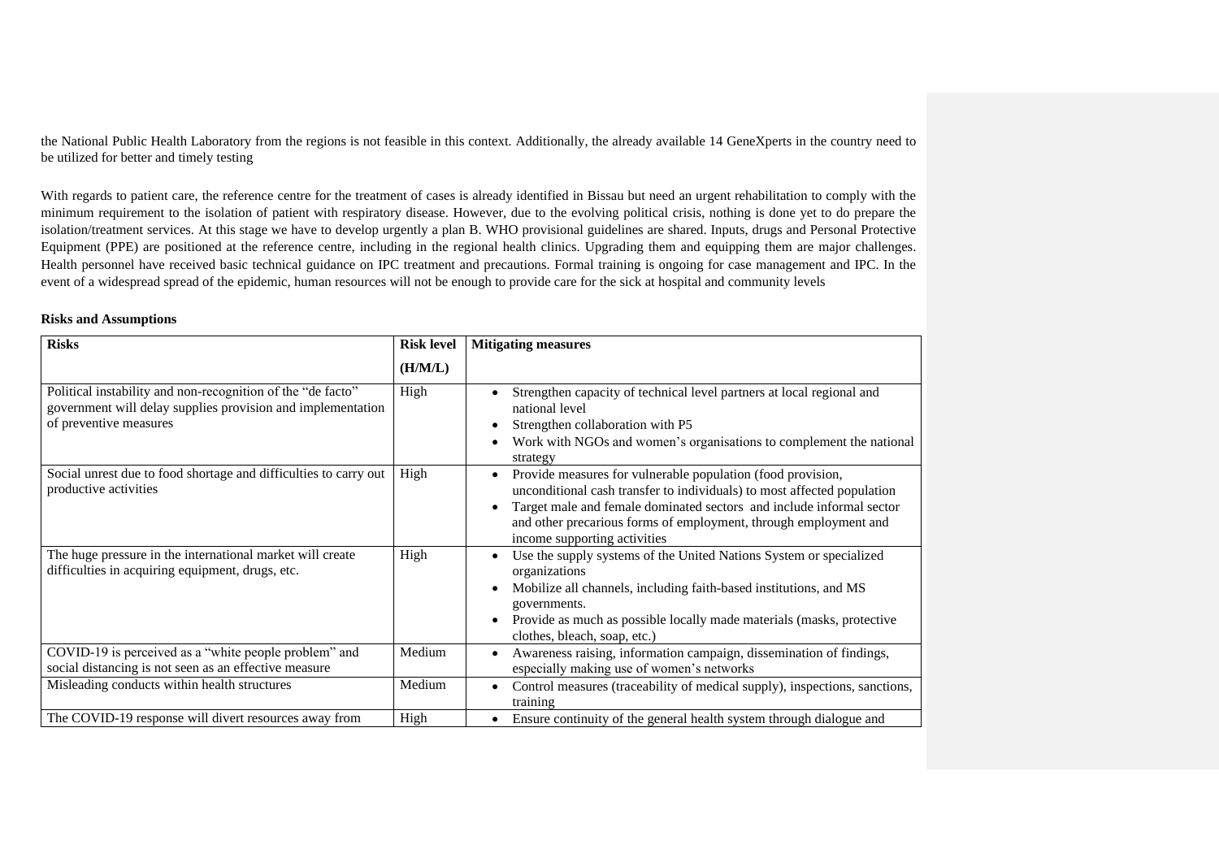the National Public Health Laboratory from the regions is not feasible in this context. Additionally, the already available 14 GeneXperts in the country need to be utilized for better and timely testing

With regards to patient care, the reference centre for the treatment of cases is already identified in Bissau but need an urgent rehabilitation to comply with the minimum requirement to the isolation of patient with respiratory disease. However, due to the evolving political crisis, nothing is done yet to do prepare the isolation/treatment services. At this stage we have to develop urgently a plan B. WHO provisional guidelines are shared. Inputs, drugs and Personal Protective Equipment (PPE) are positioned at the reference centre, including in the regional health clinics. Upgrading them and equipping them are major challenges. Health personnel have received basic technical guidance on IPC treatment and precautions. Formal training is ongoing for case management and IPC. In the event of a widespread spread of the epidemic, human resources will not be enough to provide care for the sick at hospital and community levels

**Risks and Assumptions**

| **Risks** | **Risk level (H/M/L)** | **Mitigating measures** |
|---|---|---|
| Political instability and non-recognition of the "de facto" government will delay supplies provision and implementation of preventive measures | High | • Strengthen capacity of technical level partners at local regional and national level<br>• Strengthen collaboration with P5<br>• Work with NGOs and women's organisations to complement the national strategy |
| Social unrest due to food shortage and difficulties to carry out productive activities | High | • Provide measures for vulnerable population (food provision, unconditional cash transfer to individuals) to most affected population<br>• Target male and female dominated sectors and include informal sector and other precarious forms of employment, through employment and income supporting activities |
| The huge pressure in the international market will create difficulties in acquiring equipment, drugs, etc. | High | • Use the supply systems of the United Nations System or specialized organizations<br>• Mobilize all channels, including faith-based institutions, and MS governments.<br>• Provide as much as possible locally made materials (masks, protective clothes, bleach, soap, etc.) |
| COVID-19 is perceived as a "white people problem" and social distancing is not seen as an effective measure | Medium | • Awareness raising, information campaign, dissemination of findings, especially making use of women's networks |
| Misleading conducts within health structures | Medium | • Control measures (traceability of medical supply), inspections, sanctions, training |
| The COVID-19 response will divert resources away from | High | • Ensure continuity of the general health system through dialogue and |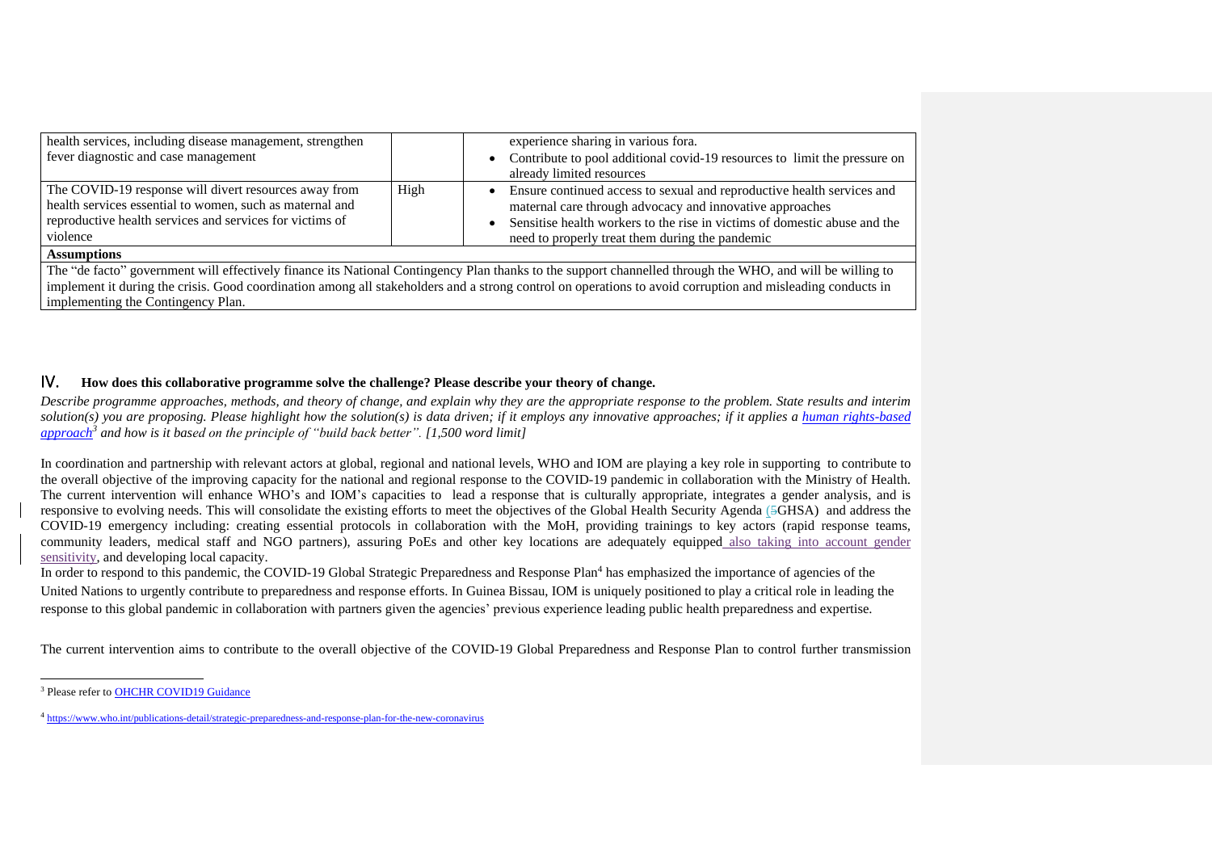| | | |
|---|---|---|
| health services, including disease management, strengthen fever diagnostic and case management | | experience sharing in various fora.<br>• Contribute to pool additional covid-19 resources to limit the pressure on already limited resources |
| The COVID-19 response will divert resources away from health services essential to women, such as maternal and reproductive health services and services for victims of violence | High | • Ensure continued access to sexual and reproductive health services and maternal care through advocacy and innovative approaches<br>• Sensitise health workers to the rise in victims of domestic abuse and the need to properly treat them during the pandemic |
| **Assumptions** | | |
| The "de facto" government will effectively finance its National Contingency Plan thanks to the support channelled through the WHO, and will be willing to implement it during the crisis. Good coordination among all stakeholders and a strong control on operations to avoid corruption and misleading conducts in implementing the Contingency Plan. | | |

## IV. How does this collaborative programme solve the challenge? Please describe your theory of change.

*Describe programme approaches, methods, and theory of change, and explain why they are the appropriate response to the problem. State results and interim solution(s) you are proposing. Please highlight how the solution(s) is data driven; if it employs any innovative approaches; if it applies a human rights-based approach[3] and how is it based on the principle of "build back better". [1,500 word limit]*

In coordination and partnership with relevant actors at global, regional and national levels, WHO and IOM are playing a key role in supporting to contribute to the overall objective of the improving capacity for the national and regional response to the COVID-19 pandemic in collaboration with the Ministry of Health. The current intervention will enhance WHO's and IOM's capacities to lead a response that is culturally appropriate, integrates a gender analysis, and is responsive to evolving needs. This will consolidate the existing efforts to meet the objectives of the Global Health Security Agenda (5GHSA) and address the COVID-19 emergency including: creating essential protocols in collaboration with the MoH, providing trainings to key actors (rapid response teams, community leaders, medical staff and NGO partners), assuring PoEs and other key locations are adequately equipped also taking into account gender sensitivity, and developing local capacity.

In order to respond to this pandemic, the COVID-19 Global Strategic Preparedness and Response Plan[4] has emphasized the importance of agencies of the United Nations to urgently contribute to preparedness and response efforts. In Guinea Bissau, IOM is uniquely positioned to play a critical role in leading the response to this global pandemic in collaboration with partners given the agencies' previous experience leading public health preparedness and expertise.

The current intervention aims to contribute to the overall objective of the COVID-19 Global Preparedness and Response Plan to control further transmission

---

[3] Please refer to OHCHR COVID19 Guidance

[4] https://www.who.int/publications-detail/strategic-preparedness-and-response-plan-for-the-new-coronavirus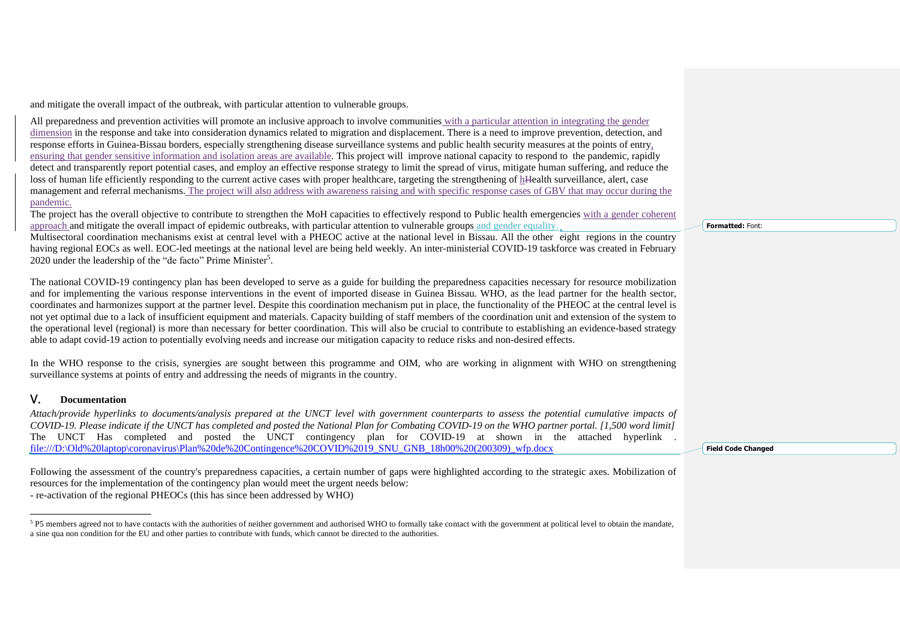and mitigate the overall impact of the outbreak, with particular attention to vulnerable groups.

All preparedness and prevention activities will promote an inclusive approach to involve communities with a particular attention in integrating the gender dimension in the response and take into consideration dynamics related to migration and displacement. There is a need to improve prevention, detection, and response efforts in Guinea-Bissau borders, especially strengthening disease surveillance systems and public health security measures at the points of entry, ensuring that gender sensitive information and isolation areas are available. This project will improve national capacity to respond to the pandemic, rapidly detect and transparently report potential cases, and employ an effective response strategy to limit the spread of virus, mitigate human suffering, and reduce the loss of human life efficiently responding to the current active cases with proper healthcare, targeting the strengthening of health surveillance, alert, case management and referral mechanisms. The project will also address with awareness raising and with specific response cases of GBV that may occur during the pandemic.

The project has the overall objective to contribute to strengthen the MoH capacities to effectively respond to Public health emergencies with a gender coherent approach and mitigate the overall impact of epidemic outbreaks, with particular attention to vulnerable groups and gender equality.

Multisectoral coordination mechanisms exist at central level with a PHEOC active at the national level in Bissau. All the other eight regions in the country having regional EOCs as well. EOC-led meetings at the national level are being held weekly. An inter-ministerial COVID-19 taskforce was created in February 2020 under the leadership of the "de facto" Prime Minister[5].

The national COVID-19 contingency plan has been developed to serve as a guide for building the preparedness capacities necessary for resource mobilization and for implementing the various response interventions in the event of imported disease in Guinea Bissau. WHO, as the lead partner for the health sector, coordinates and harmonizes support at the partner level. Despite this coordination mechanism put in place, the functionality of the PHEOC at the central level is not yet optimal due to a lack of insufficient equipment and materials. Capacity building of staff members of the coordination unit and extension of the system to the operational level (regional) is more than necessary for better coordination. This will also be crucial to contribute to establishing an evidence-based strategy able to adapt covid-19 action to potentially evolving needs and increase our mitigation capacity to reduce risks and non-desired effects.

In the WHO response to the crisis, synergies are sought between this programme and OIM, who are working in alignment with WHO on strengthening surveillance systems at points of entry and addressing the needs of migrants in the country.

## V. Documentation

*Attach/provide hyperlinks to documents/analysis prepared at the UNCT level with government counterparts to assess the potential cumulative impacts of COVID-19. Please indicate if the UNCT has completed and posted the National Plan for Combating COVID-19 on the WHO partner portal. [1,500 word limit]*

The UNCT Has completed and posted the UNCT contingency plan for COVID-19 at shown in the attached hyperlink . file:///D:\Old%20laptop\coronavirus\Plan%20de%20Contingence%20COVID%2019_SNU_GNB_18h00%20(200309)_wfp.docx

Following the assessment of the country's preparedness capacities, a certain number of gaps were highlighted according to the strategic axes. Mobilization of resources for the implementation of the contingency plan would meet the urgent needs below:

- re-activation of the regional PHEOCs (this has since been addressed by WHO)

[5] P5 members agreed not to have contacts with the authorities of neither government and authorised WHO to formally take contact with the government at political level to obtain the mandate, a sine qua non condition for the EU and other parties to contribute with funds, which cannot be directed to the authorities.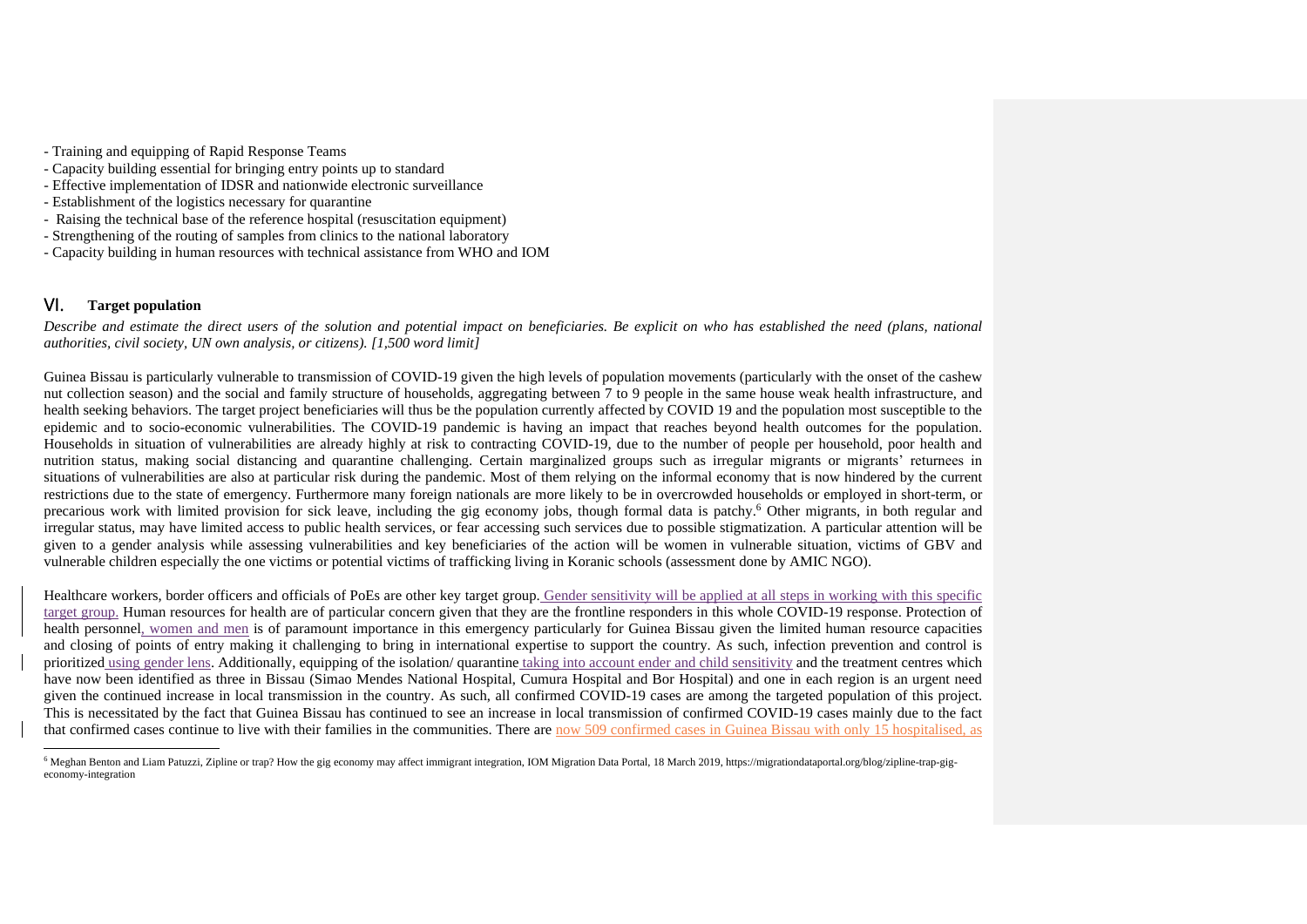- Training and equipping of Rapid Response Teams
- Capacity building essential for bringing entry points up to standard
- Effective implementation of IDSR and nationwide electronic surveillance
- Establishment of the logistics necessary for quarantine
- Raising the technical base of the reference hospital (resuscitation equipment)
- Strengthening of the routing of samples from clinics to the national laboratory
- Capacity building in human resources with technical assistance from WHO and IOM

## VI. Target population

*Describe and estimate the direct users of the solution and potential impact on beneficiaries. Be explicit on who has established the need (plans, national authorities, civil society, UN own analysis, or citizens). [1,500 word limit]*

Guinea Bissau is particularly vulnerable to transmission of COVID-19 given the high levels of population movements (particularly with the onset of the cashew nut collection season) and the social and family structure of households, aggregating between 7 to 9 people in the same house weak health infrastructure, and health seeking behaviors. The target project beneficiaries will thus be the population currently affected by COVID 19 and the population most susceptible to the epidemic and to socio-economic vulnerabilities. The COVID-19 pandemic is having an impact that reaches beyond health outcomes for the population. Households in situation of vulnerabilities are already highly at risk to contracting COVID-19, due to the number of people per household, poor health and nutrition status, making social distancing and quarantine challenging. Certain marginalized groups such as irregular migrants or migrants' returnees in situations of vulnerabilities are also at particular risk during the pandemic. Most of them relying on the informal economy that is now hindered by the current restrictions due to the state of emergency. Furthermore many foreign nationals are more likely to be in overcrowded households or employed in short-term, or precarious work with limited provision for sick leave, including the gig economy jobs, though formal data is patchy.[6] Other migrants, in both regular and irregular status, may have limited access to public health services, or fear accessing such services due to possible stigmatization. A particular attention will be given to a gender analysis while assessing vulnerabilities and key beneficiaries of the action will be women in vulnerable situation, victims of GBV and vulnerable children especially the one victims or potential victims of trafficking living in Koranic schools (assessment done by AMIC NGO).

Healthcare workers, border officers and officials of PoEs are other key target group. Gender sensitivity will be applied at all steps in working with this specific target group. Human resources for health are of particular concern given that they are the frontline responders in this whole COVID-19 response. Protection of health personnel, women and men is of paramount importance in this emergency particularly for Guinea Bissau given the limited human resource capacities and closing of points of entry making it challenging to bring in international expertise to support the country. As such, infection prevention and control is prioritized using gender lens. Additionally, equipping of the isolation/ quarantine taking into account ender and child sensitivity and the treatment centres which have now been identified as three in Bissau (Simao Mendes National Hospital, Cumura Hospital and Bor Hospital) and one in each region is an urgent need given the continued increase in local transmission in the country. As such, all confirmed COVID-19 cases are among the targeted population of this project. This is necessitated by the fact that Guinea Bissau has continued to see an increase in local transmission of confirmed COVID-19 cases mainly due to the fact that confirmed cases continue to live with their families in the communities. There are now 509 confirmed cases in Guinea Bissau with only 15 hospitalised, as

[6] Meghan Benton and Liam Patuzzi, Zipline or trap? How the gig economy may affect immigrant integration, IOM Migration Data Portal, 18 March 2019, https://migrationdataportal.org/blog/zipline-trap-gig-economy-integration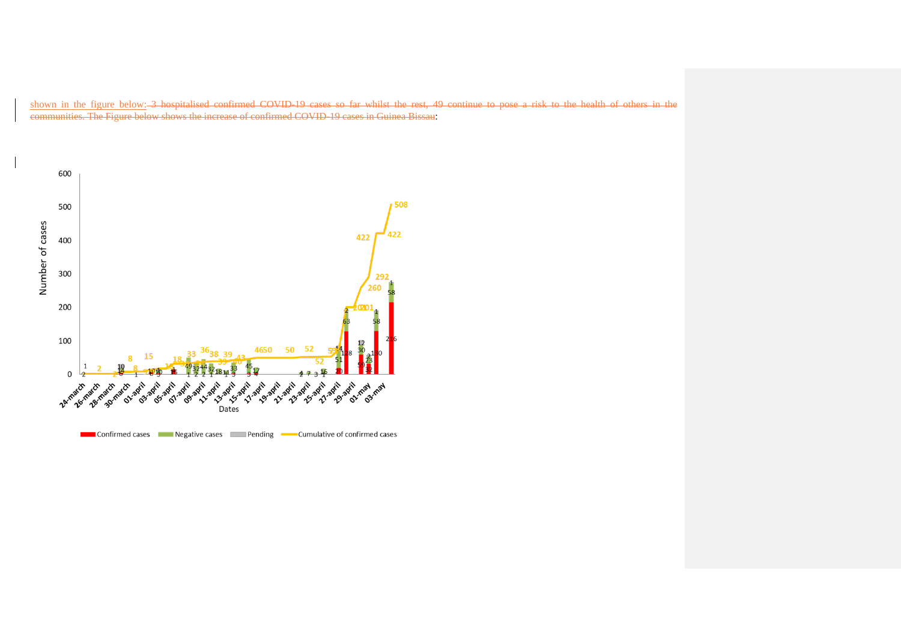shown in the figure below: ~~3 hospitalised confirmed COVID-19 cases so far whilst the rest, 49 continue to pose a risk to the health of others in the communities. The Figure below shows the increase of confirmed COVID-19 cases in Guinea Bissau~~: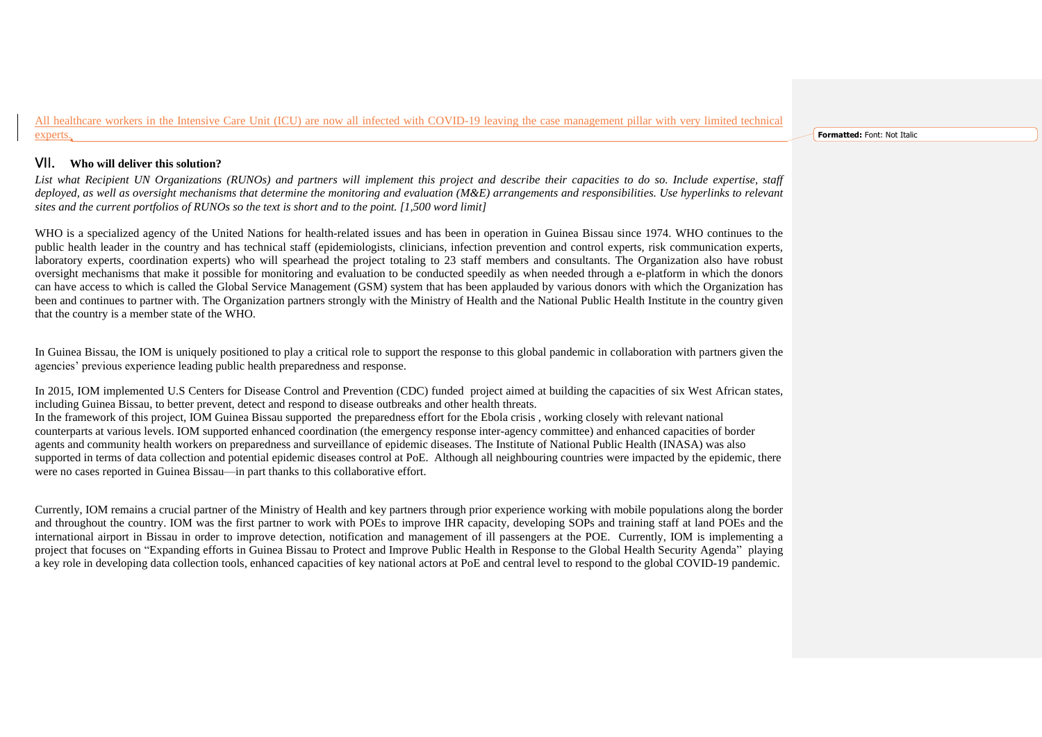All healthcare workers in the Intensive Care Unit (ICU) are now all infected with COVID-19 leaving the case management pillar with very limited technical experts.

## VII. Who will deliver this solution?

*List what Recipient UN Organizations (RUNOs) and partners will implement this project and describe their capacities to do so. Include expertise, staff deployed, as well as oversight mechanisms that determine the monitoring and evaluation (M&E) arrangements and responsibilities. Use hyperlinks to relevant sites and the current portfolios of RUNOs so the text is short and to the point. [1,500 word limit]*

WHO is a specialized agency of the United Nations for health-related issues and has been in operation in Guinea Bissau since 1974. WHO continues to the public health leader in the country and has technical staff (epidemiologists, clinicians, infection prevention and control experts, risk communication experts, laboratory experts, coordination experts) who will spearhead the project totaling to 23 staff members and consultants. The Organization also have robust oversight mechanisms that make it possible for monitoring and evaluation to be conducted speedily as when needed through a e-platform in which the donors can have access to which is called the Global Service Management (GSM) system that has been applauded by various donors with which the Organization has been and continues to partner with. The Organization partners strongly with the Ministry of Health and the National Public Health Institute in the country given that the country is a member state of the WHO.

In Guinea Bissau, the IOM is uniquely positioned to play a critical role to support the response to this global pandemic in collaboration with partners given the agencies' previous experience leading public health preparedness and response.

In 2015, IOM implemented U.S Centers for Disease Control and Prevention (CDC) funded project aimed at building the capacities of six West African states, including Guinea Bissau, to better prevent, detect and respond to disease outbreaks and other health threats.
In the framework of this project, IOM Guinea Bissau supported the preparedness effort for the Ebola crisis , working closely with relevant national counterparts at various levels. IOM supported enhanced coordination (the emergency response inter-agency committee) and enhanced capacities of border agents and community health workers on preparedness and surveillance of epidemic diseases. The Institute of National Public Health (INASA) was also supported in terms of data collection and potential epidemic diseases control at PoE. Although all neighbouring countries were impacted by the epidemic, there were no cases reported in Guinea Bissau—in part thanks to this collaborative effort.

Currently, IOM remains a crucial partner of the Ministry of Health and key partners through prior experience working with mobile populations along the border and throughout the country. IOM was the first partner to work with POEs to improve IHR capacity, developing SOPs and training staff at land POEs and the international airport in Bissau in order to improve detection, notification and management of ill passengers at the POE. Currently, IOM is implementing a project that focuses on "Expanding efforts in Guinea Bissau to Protect and Improve Public Health in Response to the Global Health Security Agenda" playing a key role in developing data collection tools, enhanced capacities of key national actors at PoE and central level to respond to the global COVID-19 pandemic.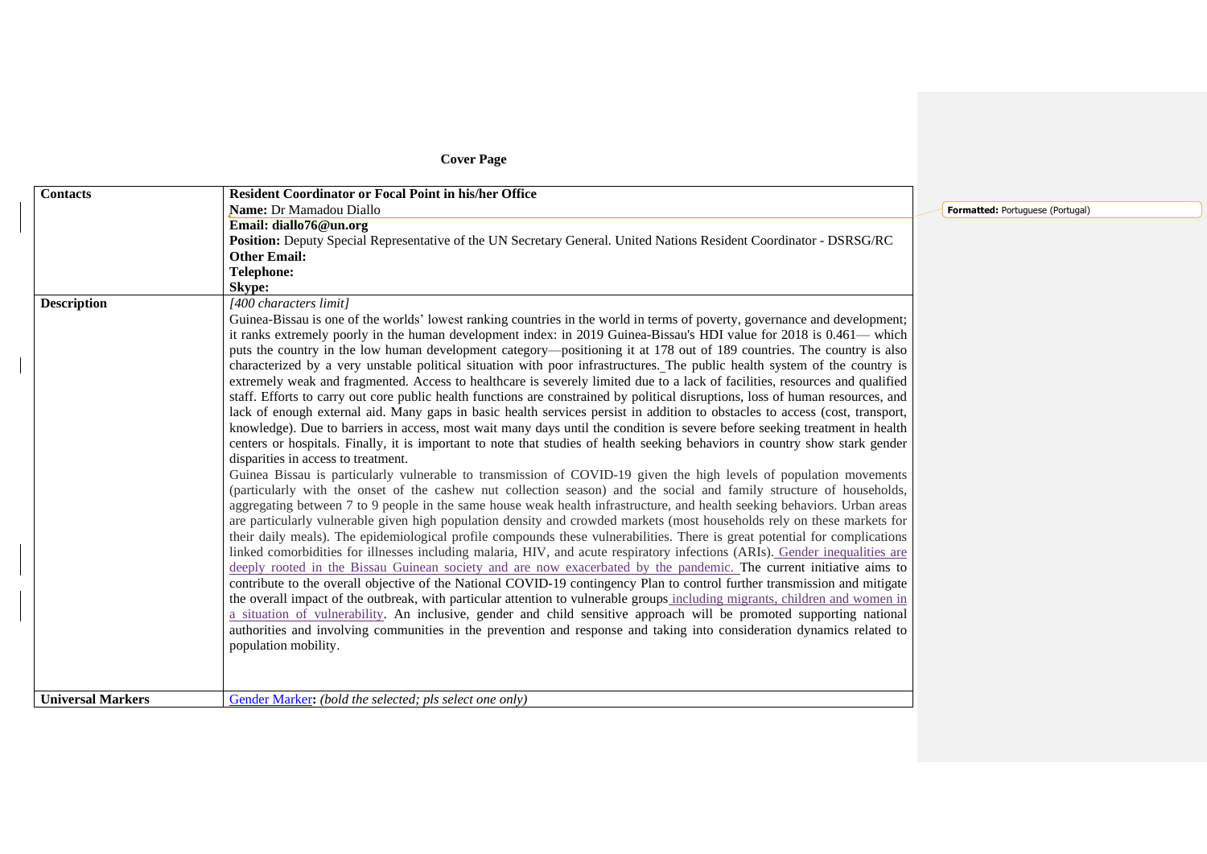**Cover Page**

| Contacts | **Resident Coordinator or Focal Point in his/her Office**<br>**Name:** Dr Mamadou Diallo<br>**Email: diallo76@un.org**<br>**Position:** Deputy Special Representative of the UN Secretary General. United Nations Resident Coordinator - DSRSG/RC<br>**Other Email:**<br>**Telephone:**<br>**Skype:** |
|---|---|
| **Description** | *[400 characters limit]*<br>Guinea-Bissau is one of the worlds' lowest ranking countries in the world in terms of poverty, governance and development; it ranks extremely poorly in the human development index: in 2019 Guinea-Bissau's HDI value for 2018 is 0.461— which puts the country in the low human development category—positioning it at 178 out of 189 countries. The country is also characterized by a very unstable political situation with poor infrastructures. The public health system of the country is extremely weak and fragmented. Access to healthcare is severely limited due to a lack of facilities, resources and qualified staff. Efforts to carry out core public health functions are constrained by political disruptions, loss of human resources, and lack of enough external aid. Many gaps in basic health services persist in addition to obstacles to access (cost, transport, knowledge). Due to barriers in access, most wait many days until the condition is severe before seeking treatment in health centers or hospitals. Finally, it is important to note that studies of health seeking behaviors in country show stark gender disparities in access to treatment.<br>Guinea Bissau is particularly vulnerable to transmission of COVID-19 given the high levels of population movements (particularly with the onset of the cashew nut collection season) and the social and family structure of households, aggregating between 7 to 9 people in the same house weak health infrastructure, and health seeking behaviors. Urban areas are particularly vulnerable given high population density and crowded markets (most households rely on these markets for their daily meals). The epidemiological profile compounds these vulnerabilities. There is great potential for complications linked comorbidities for illnesses including malaria, HIV, and acute respiratory infections (ARIs). Gender inequalities are deeply rooted in the Bissau Guinean society and are now exacerbated by the pandemic. The current initiative aims to contribute to the overall objective of the National COVID-19 contingency Plan to control further transmission and mitigate the overall impact of the outbreak, with particular attention to vulnerable groups including migrants, children and women in a situation of vulnerability. An inclusive, gender and child sensitive approach will be promoted supporting national authorities and involving communities in the prevention and response and taking into consideration dynamics related to population mobility. |
| **Universal Markers** | Gender Marker**:** *(bold the selected; pls select one only)* |

Formatted: Portuguese (Portugal)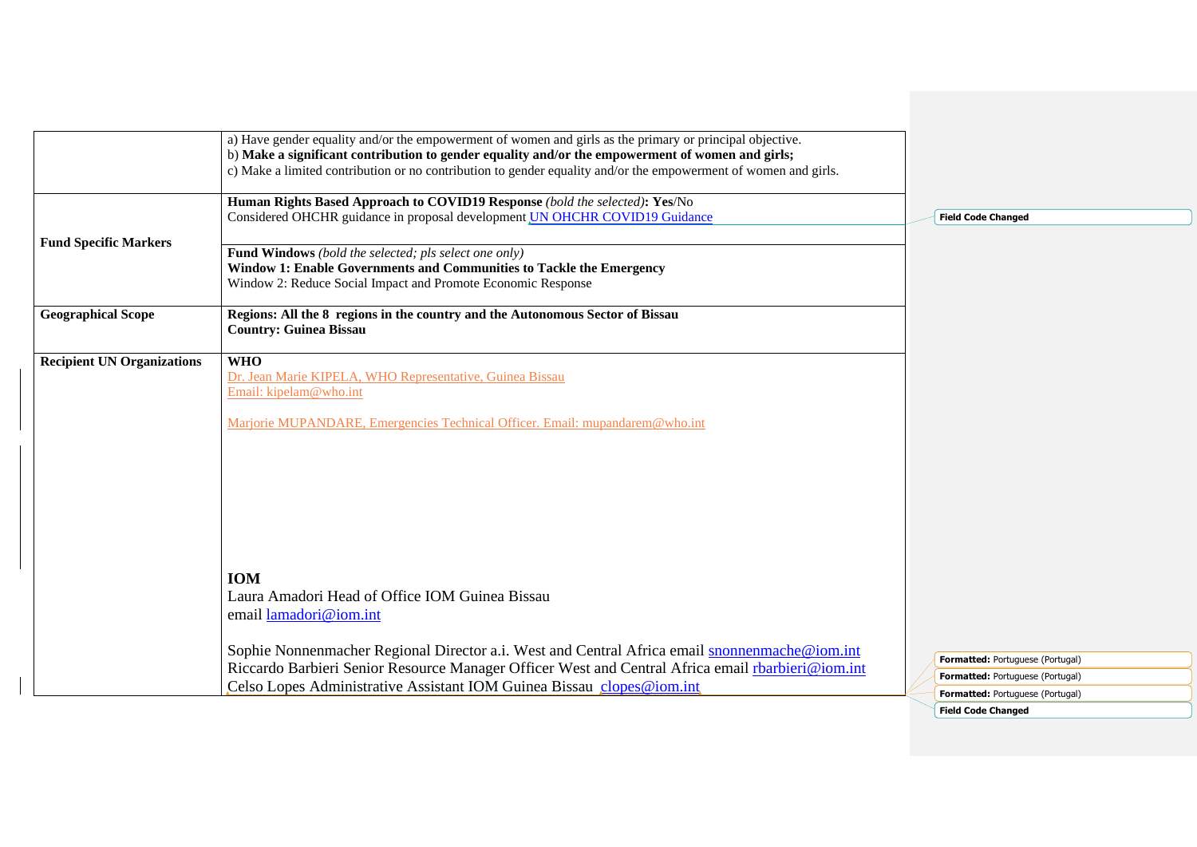| | |
|---|---|
| | a) Have gender equality and/or the empowerment of women and girls as the primary or principal objective.<br>b) **Make a significant contribution to gender equality and/or the empowerment of women and girls;**<br>c) Make a limited contribution or no contribution to gender equality and/or the empowerment of women and girls. |
| **Fund Specific Markers** | **Human Rights Based Approach to COVID19 Response** *(bold the selected)***: Yes**/No<br>Considered OHCHR guidance in proposal development UN OHCHR COVID19 Guidance |
| | **Fund Windows** *(bold the selected; pls select one only)*<br>**Window 1: Enable Governments and Communities to Tackle the Emergency**<br>Window 2: Reduce Social Impact and Promote Economic Response |
| **Geographical Scope** | **Regions: All the 8 regions in the country and the Autonomous Sector of Bissau**<br>**Country: Guinea Bissau** |
| **Recipient UN Organizations** | **WHO**<br>Dr. Jean Marie KIPELA, WHO Representative, Guinea Bissau<br>Email: kipelam@who.int<br><br>Marjorie MUPANDARE, Emergencies Technical Officer. Email: mupandarem@who.int<br><br>**IOM**<br>Laura Amadori Head of Office IOM Guinea Bissau<br>email lamadori@iom.int<br><br>Sophie Nonnenmacher Regional Director a.i. West and Central Africa email snonnenmache@iom.int<br>Riccardo Barbieri Senior Resource Manager Officer West and Central Africa email rbarbieri@iom.int<br>Celso Lopes Administrative Assistant IOM Guinea Bissau clopes@iom.int |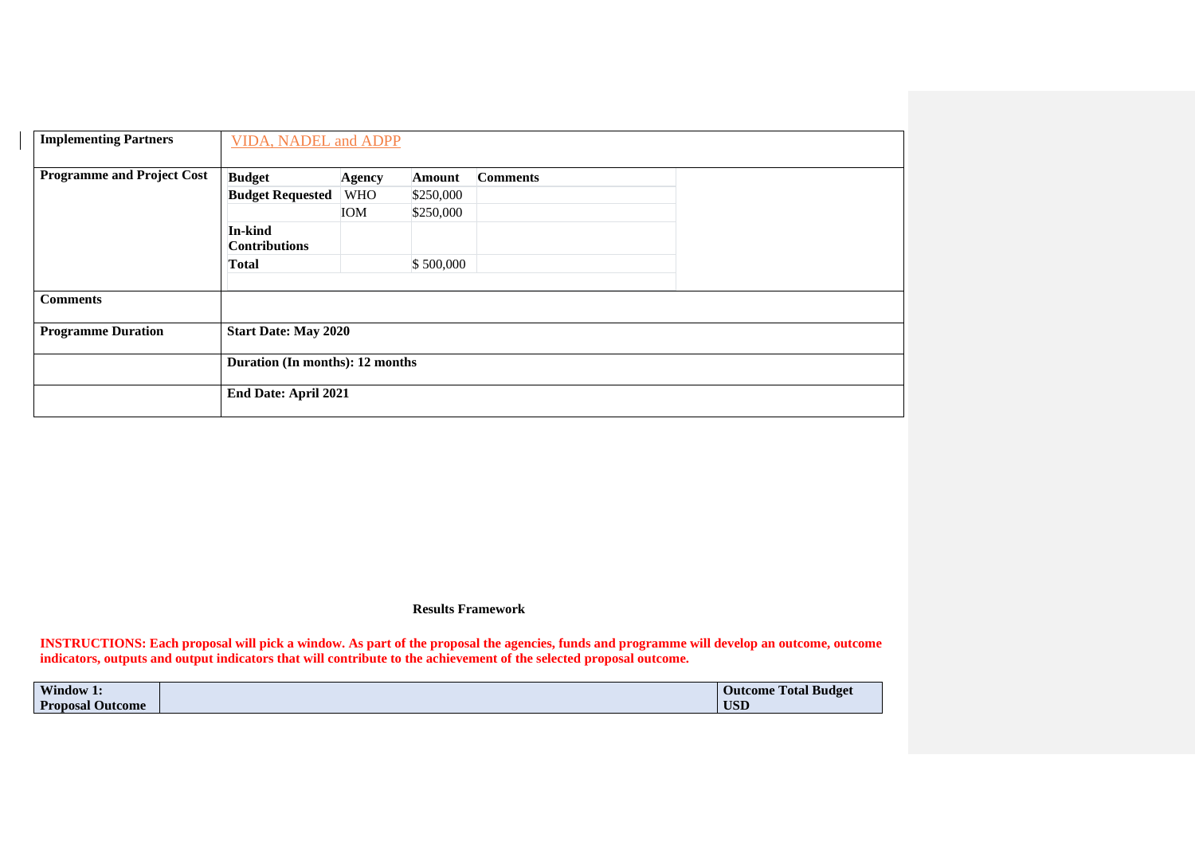| Implementing Partners | VIDA, NADEL and ADPP | | | |
|---|---|---|---|---|
| Programme and Project Cost | **Budget** | **Agency** | **Amount** | **Comments** |
| | **Budget Requested** | WHO | $250,000 | |
| | | IOM | $250,000 | |
| | **In-kind Contributions** | | | |
| | **Total** | | $ 500,000 | |
| Comments | | | | |
| Programme Duration | **Start Date: May 2020** | | | |
| | **Duration (In months): 12 months** | | | |
| | **End Date: April 2021** | | | |

**Results Framework**

**INSTRUCTIONS: Each proposal will pick a window. As part of the proposal the agencies, funds and programme will develop an outcome, outcome indicators, outputs and output indicators that will contribute to the achievement of the selected proposal outcome.**

| Window 1: Proposal Outcome | | Outcome Total Budget USD |
|---|---|---|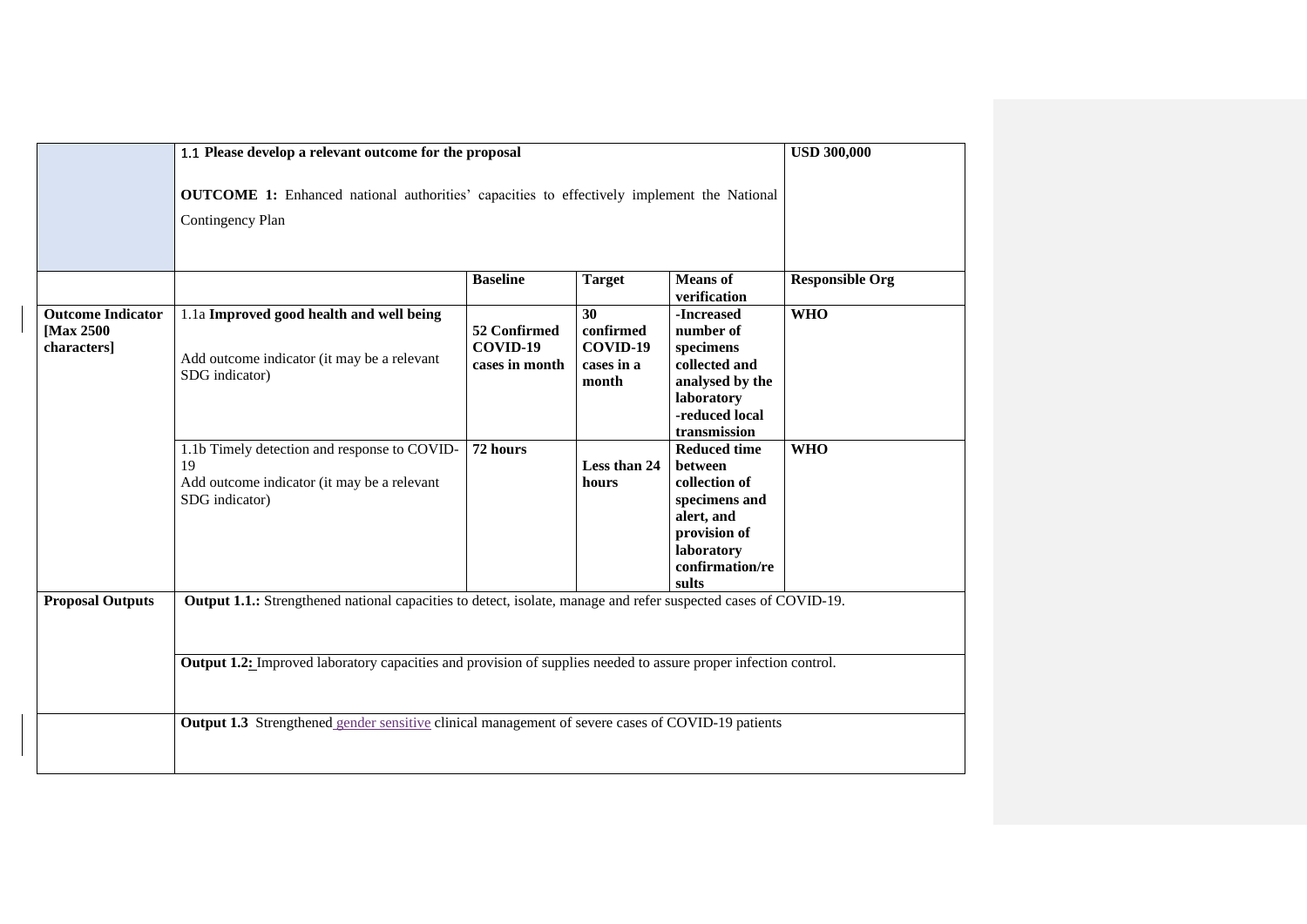|  | 1.1 **Please develop a relevant outcome for the proposal**<br><br>**OUTCOME 1:** Enhanced national authorities' capacities to effectively implement the National Contingency Plan | | | | **USD 300,000** |
|---|---|---|---|---|---|
|  |  | **Baseline** | **Target** | **Means of verification** | **Responsible Org** |
| **Outcome Indicator [Max 2500 characters]** | 1.1a **Improved good health and well being**<br><br>Add outcome indicator (it may be a relevant SDG indicator) | **52 Confirmed COVID-19 cases in month** | **30 confirmed COVID-19 cases in a month** | **-Increased number of specimens collected and analysed by the laboratory**<br>**-reduced local transmission** | **WHO** |
|  | 1.1b Timely detection and response to COVID-19<br>Add outcome indicator (it may be a relevant SDG indicator) | **72 hours** | **Less than 24 hours** | **Reduced time between collection of specimens and alert, and provision of laboratory confirmation/results** | **WHO** |
| **Proposal Outputs** | **Output 1.1.:** Strengthened national capacities to detect, isolate, manage and refer suspected cases of COVID-19. | | | | |
|  | **Output 1.2:** Improved laboratory capacities and provision of supplies needed to assure proper infection control. | | | | |
|  | **Output 1.3** Strengthened gender sensitive clinical management of severe cases of COVID-19 patients | | | | |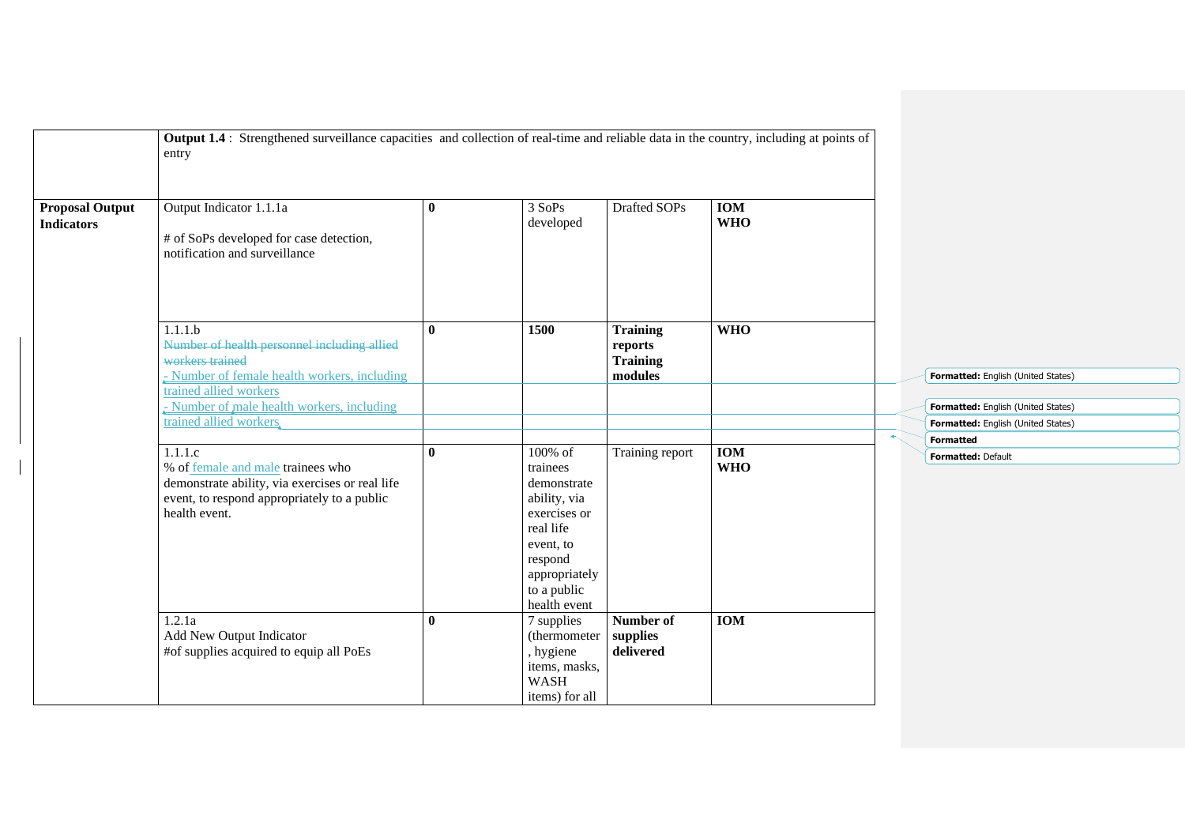| | | | | | |
|---|---|---|---|---|---|
| | **Output 1.4** : Strengthened surveillance capacities and collection of real-time and reliable data in the country, including at points of entry | | | | |
| **Proposal Output Indicators** | Output Indicator 1.1.1a<br><br># of SoPs developed for case detection, notification and surveillance | **0** | 3 SoPs developed | Drafted SOPs | **IOM**<br>**WHO** |
| | 1.1.1.b<br>~~Number of health personnel including allied workers trained~~<br>- Number of female health workers, including trained allied workers<br>- Number of male health workers, including trained allied workers | **0** | **1500** | **Training reports**<br>**Training modules** | **WHO** |
| | 1.1.1.c<br>% of female and male trainees who demonstrate ability, via exercises or real life event, to respond appropriately to a public health event. | **0** | 100% of trainees demonstrate ability, via exercises or real life event, to respond appropriately to a public health event | Training report | **IOM**<br>**WHO** |
| | 1.2.1a<br>Add New Output Indicator<br>#of supplies acquired to equip all PoEs | **0** | 7 supplies (thermometer, hygiene items, masks, WASH items) for all | **Number of supplies delivered** | **IOM** |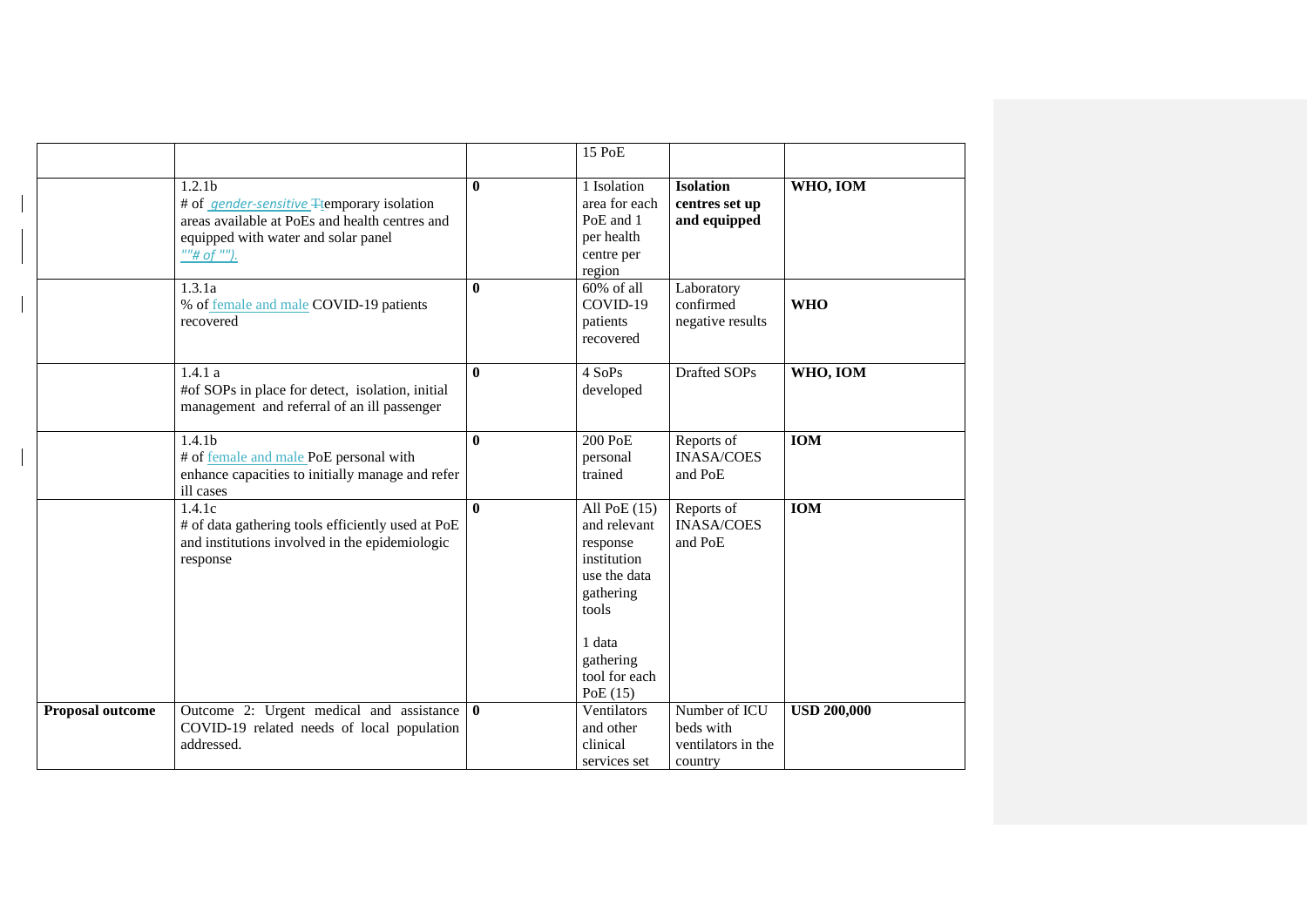| | | | | | |
|---|---|---|---|---|---|
| | | | 15 PoE | | |
| | 1.2.1b<br># of gender-sensitive Temporary isolation areas available at PoEs and health centres and equipped with water and solar panel<br>""# of ""). | **0** | 1 Isolation area for each PoE and 1 per health centre per region | **Isolation centres set up and equipped** | **WHO, IOM** |
| | 1.3.1a<br>% of female and male COVID-19 patients recovered | **0** | 60% of all COVID-19 patients recovered | Laboratory confirmed negative results | **WHO** |
| | 1.4.1 a<br>#of SOPs in place for detect, isolation, initial management and referral of an ill passenger | **0** | 4 SoPs developed | Drafted SOPs | **WHO, IOM** |
| | 1.4.1b<br># of female and male PoE personal with enhance capacities to initially manage and refer ill cases | **0** | 200 PoE personal trained | Reports of INASA/COES and PoE | **IOM** |
| | 1.4.1c<br># of data gathering tools efficiently used at PoE and institutions involved in the epidemiologic response | **0** | All PoE (15) and relevant response institution use the data gathering tools<br><br>1 data gathering tool for each PoE (15) | Reports of INASA/COES and PoE | **IOM** |
| **Proposal outcome** | Outcome 2: Urgent medical and assistance COVID-19 related needs of local population addressed. | **0** | Ventilators and other clinical services set | Number of ICU beds with ventilators in the country | **USD 200,000** |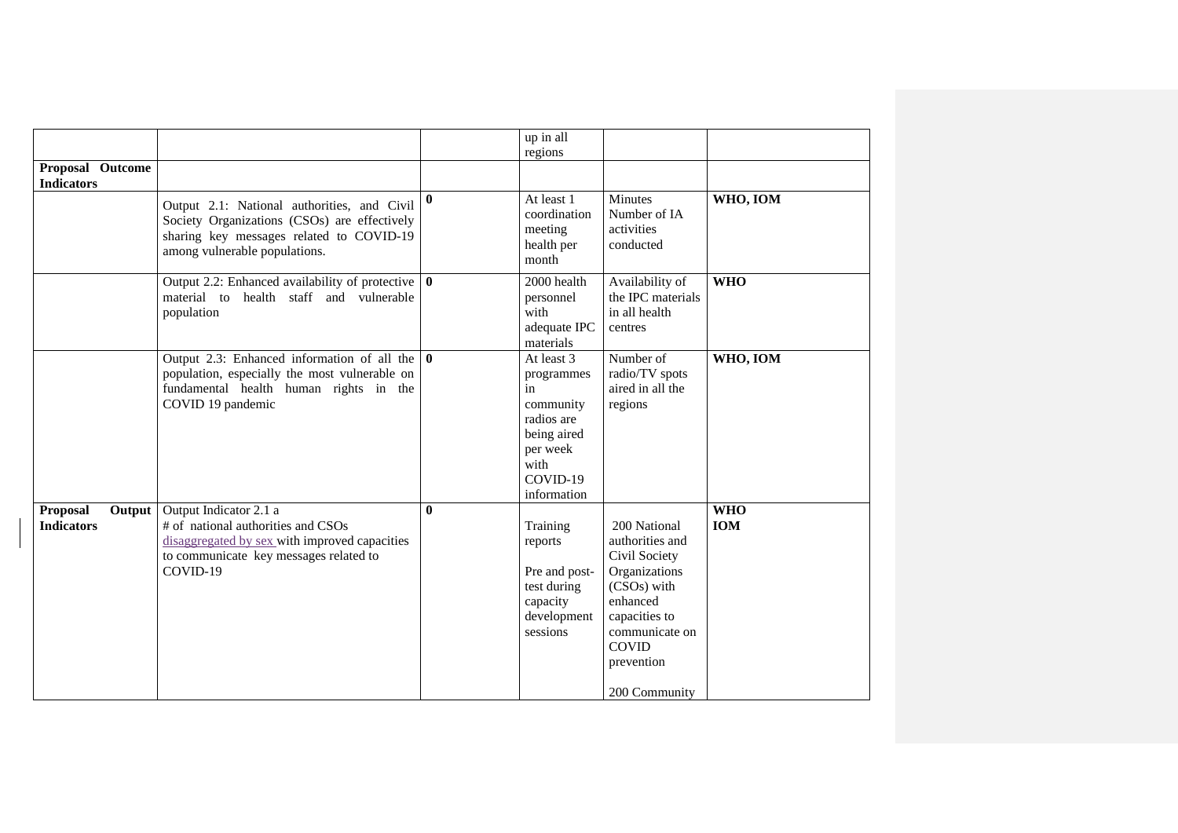| | | | | | |
|---|---|---|---|---|---|
| | | | up in all regions | | |
| **Proposal Outcome Indicators** | | | | | |
| | Output 2.1: National authorities, and Civil Society Organizations (CSOs) are effectively sharing key messages related to COVID-19 among vulnerable populations. | **0** | At least 1 coordination meeting health per month | Minutes Number of IA activities conducted | **WHO, IOM** |
| | Output 2.2: Enhanced availability of protective material to health staff and vulnerable population | **0** | 2000 health personnel with adequate IPC materials | Availability of the IPC materials in all health centres | **WHO** |
| | Output 2.3: Enhanced information of all the population, especially the most vulnerable on fundamental health human rights in the COVID 19 pandemic | **0** | At least 3 programmes in community radios are being aired per week with COVID-19 information | Number of radio/TV spots aired in all the regions | **WHO, IOM** |
| **Proposal Output Indicators** | Output Indicator 2.1 a<br># of national authorities and CSOs disaggregated by sex with improved capacities to communicate key messages related to COVID-19 | **0** | Training reports<br><br>Pre and post-test during capacity development sessions | 200 National authorities and Civil Society Organizations (CSOs) with enhanced capacities to communicate on COVID prevention<br><br>200 Community | **WHO**<br>**IOM** |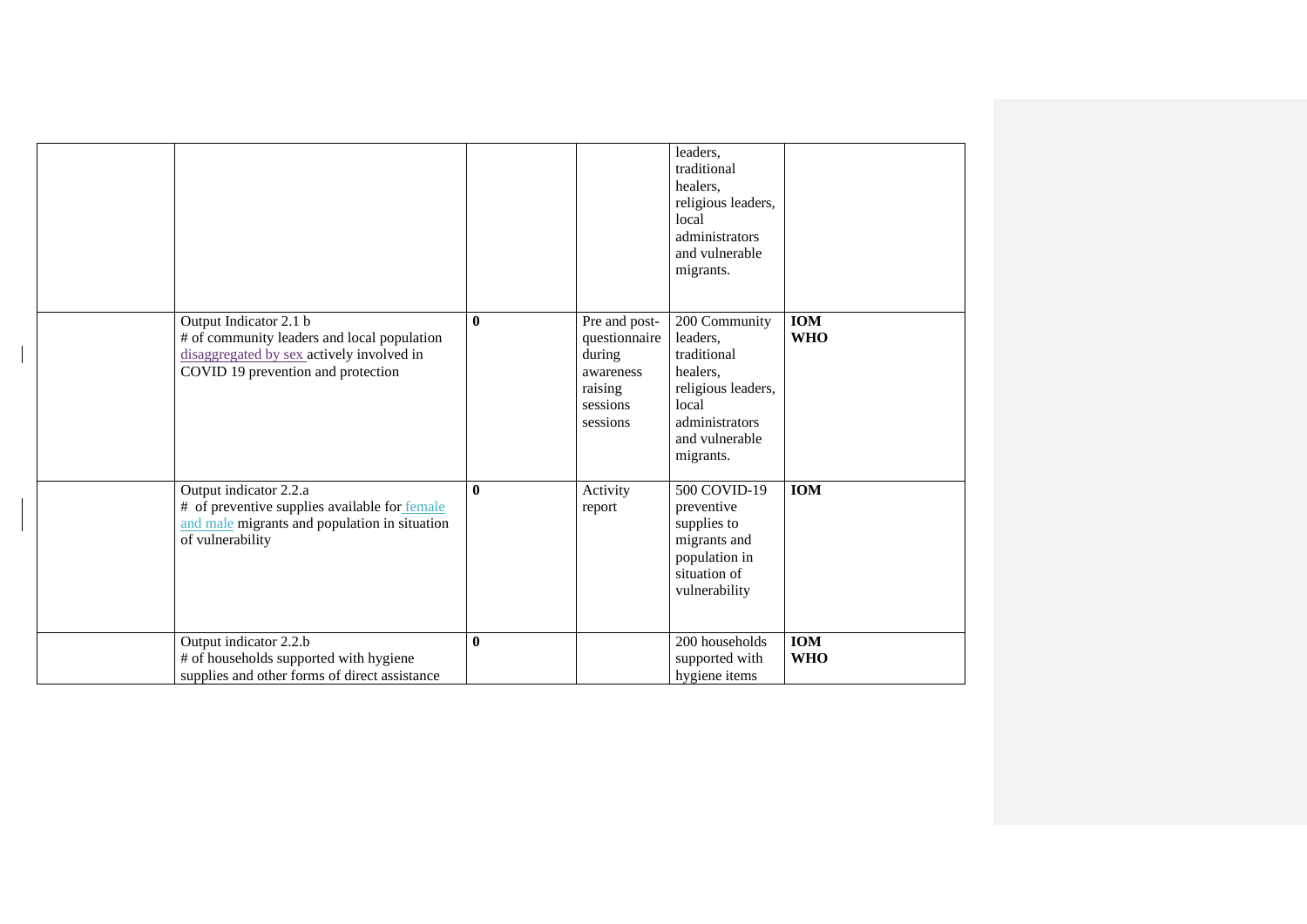| | | | | | |
|---|---|---|---|---|---|
| | | | | leaders, traditional healers, religious leaders, local administrators and vulnerable migrants. | |
| | Output Indicator 2.1 b<br># of community leaders and local population disaggregated by sex actively involved in COVID 19 prevention and protection | **0** | Pre and post-questionnaire during awareness raising sessions sessions | 200 Community leaders, traditional healers, religious leaders, local administrators and vulnerable migrants. | **IOM**<br>**WHO** |
| | Output indicator 2.2.a<br># of preventive supplies available for female and male migrants and population in situation of vulnerability | **0** | Activity report | 500 COVID-19 preventive supplies to migrants and population in situation of vulnerability | **IOM** |
| | Output indicator 2.2.b<br># of households supported with hygiene supplies and other forms of direct assistance | **0** | | 200 households supported with hygiene items | **IOM**<br>**WHO** |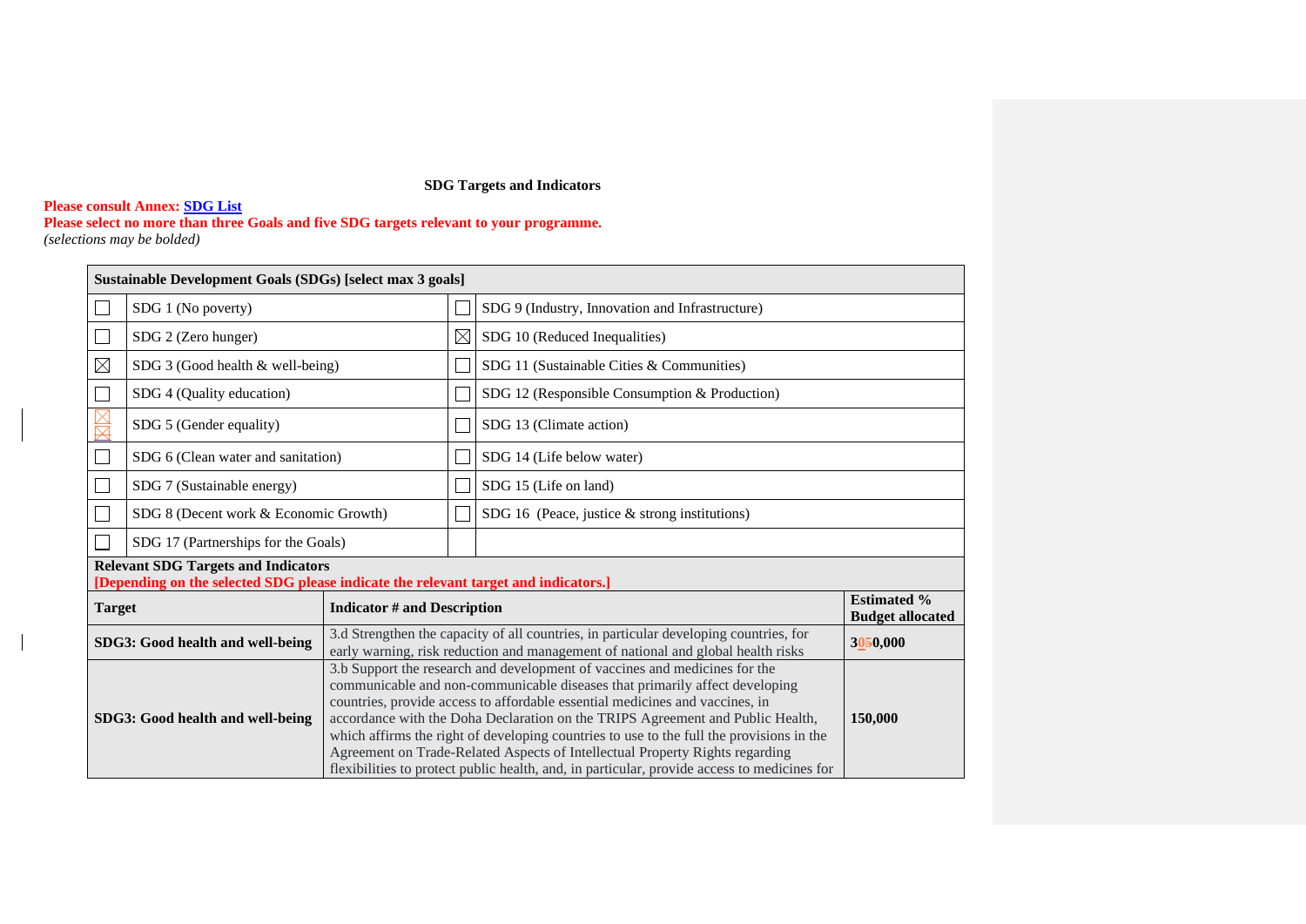**SDG Targets and Indicators**

**Please consult Annex: SDG List**
**Please select no more than three Goals and five SDG targets relevant to your programme.**
*(selections may be bolded)*

| **Sustainable Development Goals (SDGs) [select max 3 goals]** | | | |
|---|---|---|---|
| ☐ | SDG 1 (No poverty) | ☐ | SDG 9 (Industry, Innovation and Infrastructure) |
| ☐ | SDG 2 (Zero hunger) | ☒ | SDG 10 (Reduced Inequalities) |
| ☒ | SDG 3 (Good health & well-being) | ☐ | SDG 11 (Sustainable Cities & Communities) |
| ☐ | SDG 4 (Quality education) | ☐ | SDG 12 (Responsible Consumption & Production) |
| ☒ | SDG 5 (Gender equality) | ☐ | SDG 13 (Climate action) |
| ☐ | SDG 6 (Clean water and sanitation) | ☐ | SDG 14 (Life below water) |
| ☐ | SDG 7 (Sustainable energy) | ☐ | SDG 15 (Life on land) |
| ☐ | SDG 8 (Decent work & Economic Growth) | ☐ | SDG 16 (Peace, justice & strong institutions) |
| ☐ | SDG 17 (Partnerships for the Goals) | | |

**Relevant SDG Targets and Indicators**
**[Depending on the selected SDG please indicate the relevant target and indicators.]**

| Target | Indicator # and Description | Estimated % Budget allocated |
|---|---|---|
| **SDG3: Good health and well-being** | 3.d Strengthen the capacity of all countries, in particular developing countries, for early warning, risk reduction and management of national and global health risks | **3050,000** |
| **SDG3: Good health and well-being** | 3.b Support the research and development of vaccines and medicines for the communicable and non-communicable diseases that primarily affect developing countries, provide access to affordable essential medicines and vaccines, in accordance with the Doha Declaration on the TRIPS Agreement and Public Health, which affirms the right of developing countries to use to the full the provisions in the Agreement on Trade-Related Aspects of Intellectual Property Rights regarding flexibilities to protect public health, and, in particular, provide access to medicines for | **150,000** |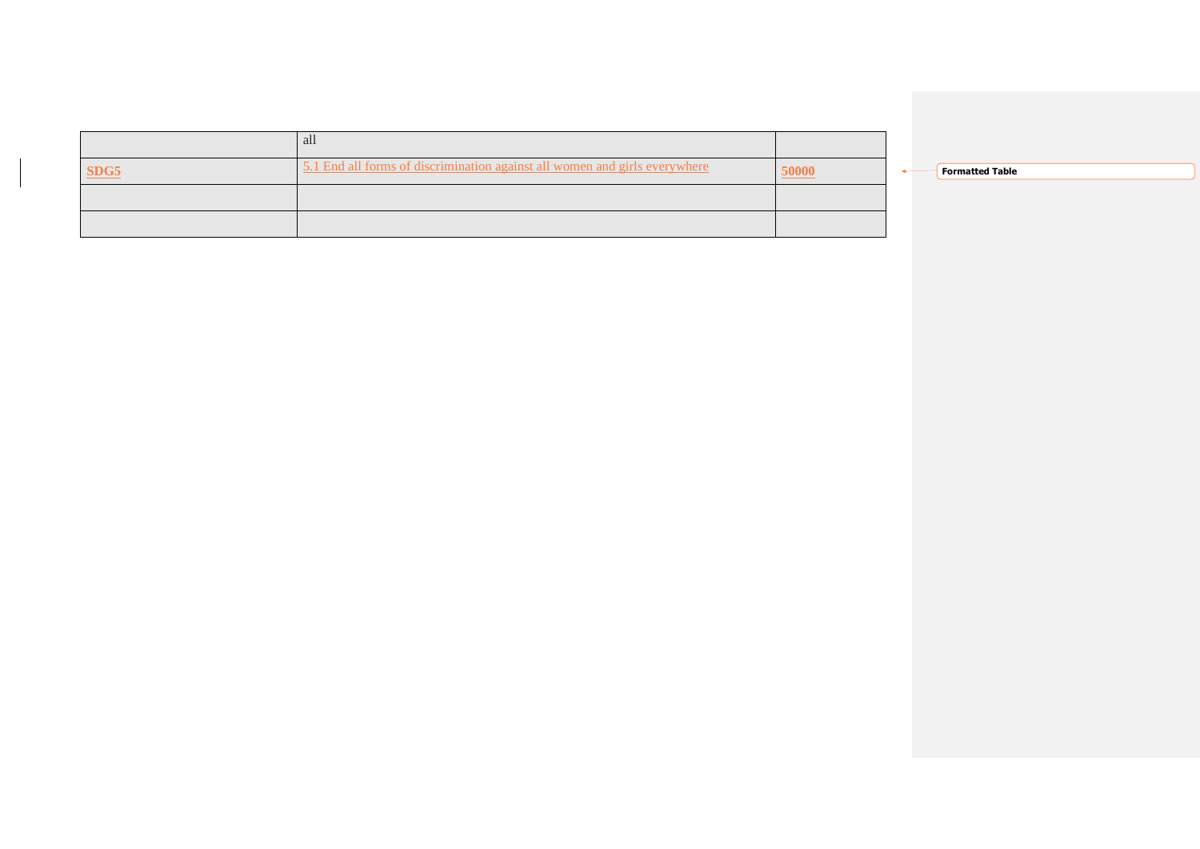| | all | |
|---|---|---|
| SDG5 | 5.1 End all forms of discrimination against all women and girls everywhere | 50000 |
| | | |
| | | |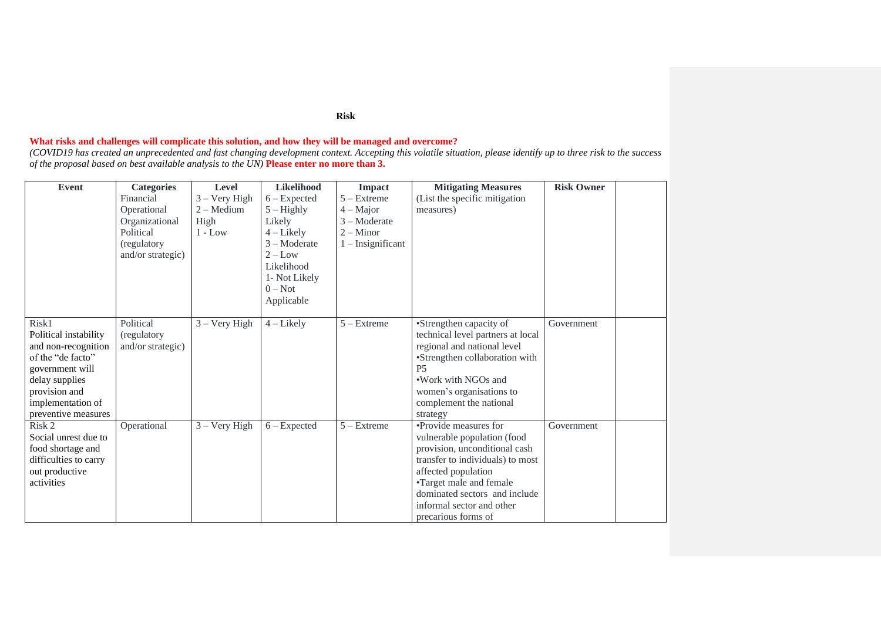**Risk**

**What risks and challenges will complicate this solution, and how they will be managed and overcome?**
*(COVID19 has created an unprecedented and fast changing development context. Accepting this volatile situation, please identify up to three risk to the success of the proposal based on best available analysis to the UN)* **Please enter no more than 3.**

| Event | Categories<br>Financial<br>Operational<br>Organizational<br>Political (regulatory and/or strategic) | Level<br>3 – Very High<br>2 – Medium High<br>1 - Low | Likelihood<br>6 – Expected<br>5 – Highly Likely<br>4 – Likely<br>3 – Moderate<br>2 – Low Likelihood<br>1- Not Likely<br>0 – Not Applicable | Impact<br>5 – Extreme<br>4 – Major<br>3 – Moderate<br>2 – Minor<br>1 – Insignificant | Mitigating Measures<br>(List the specific mitigation measures) | Risk Owner | |
|---|---|---|---|---|---|---|---|
| Risk1<br>Political instability and non-recognition of the "de facto" government will delay supplies provision and implementation of preventive measures | Political (regulatory and/or strategic) | 3 – Very High | 4 – Likely | 5 – Extreme | •Strengthen capacity of technical level partners at local regional and national level<br>•Strengthen collaboration with P5<br>•Work with NGOs and women's organisations to complement the national strategy | Government | |
| Risk 2<br>Social unrest due to food shortage and difficulties to carry out productive activities | Operational | 3 – Very High | 6 – Expected | 5 – Extreme | •Provide measures for vulnerable population (food provision, unconditional cash transfer to individuals) to most affected population<br>•Target male and female dominated sectors and include informal sector and other precarious forms of | Government | |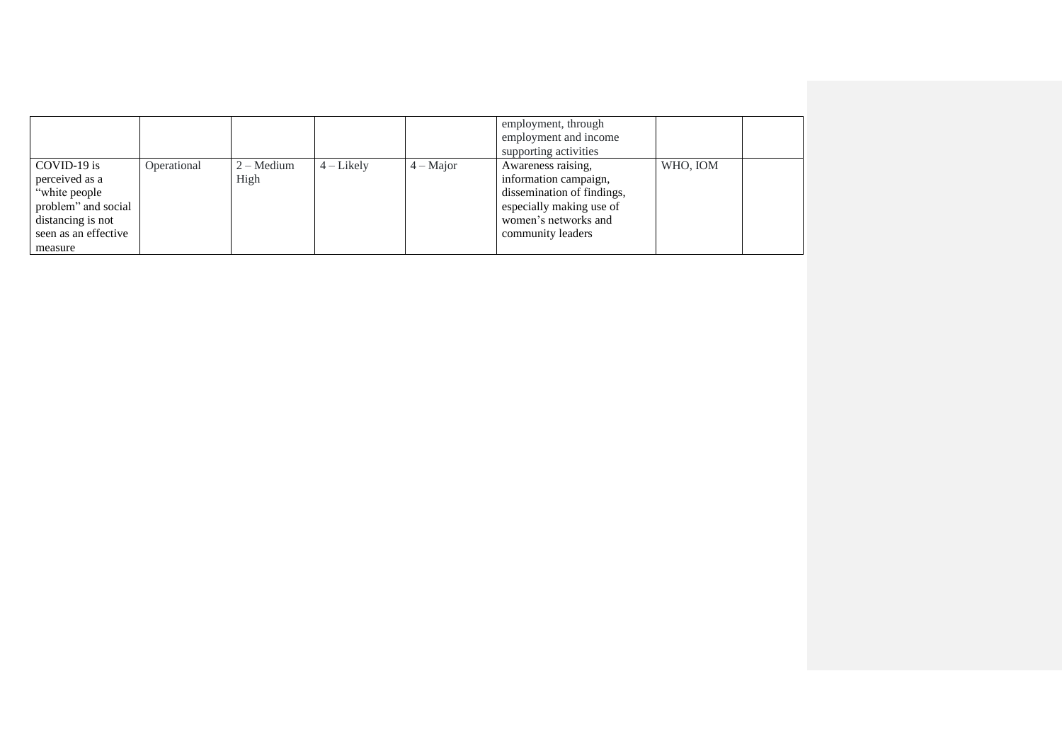| | | | | | | | |
|---|---|---|---|---|---|---|---|
| | | | | | employment, through employment and income supporting activities | | |
| COVID-19 is perceived as a "white people problem" and social distancing is not seen as an effective measure | Operational | 2 – Medium High | 4 – Likely | 4 – Major | Awareness raising, information campaign, dissemination of findings, especially making use of women's networks and community leaders | WHO, IOM | |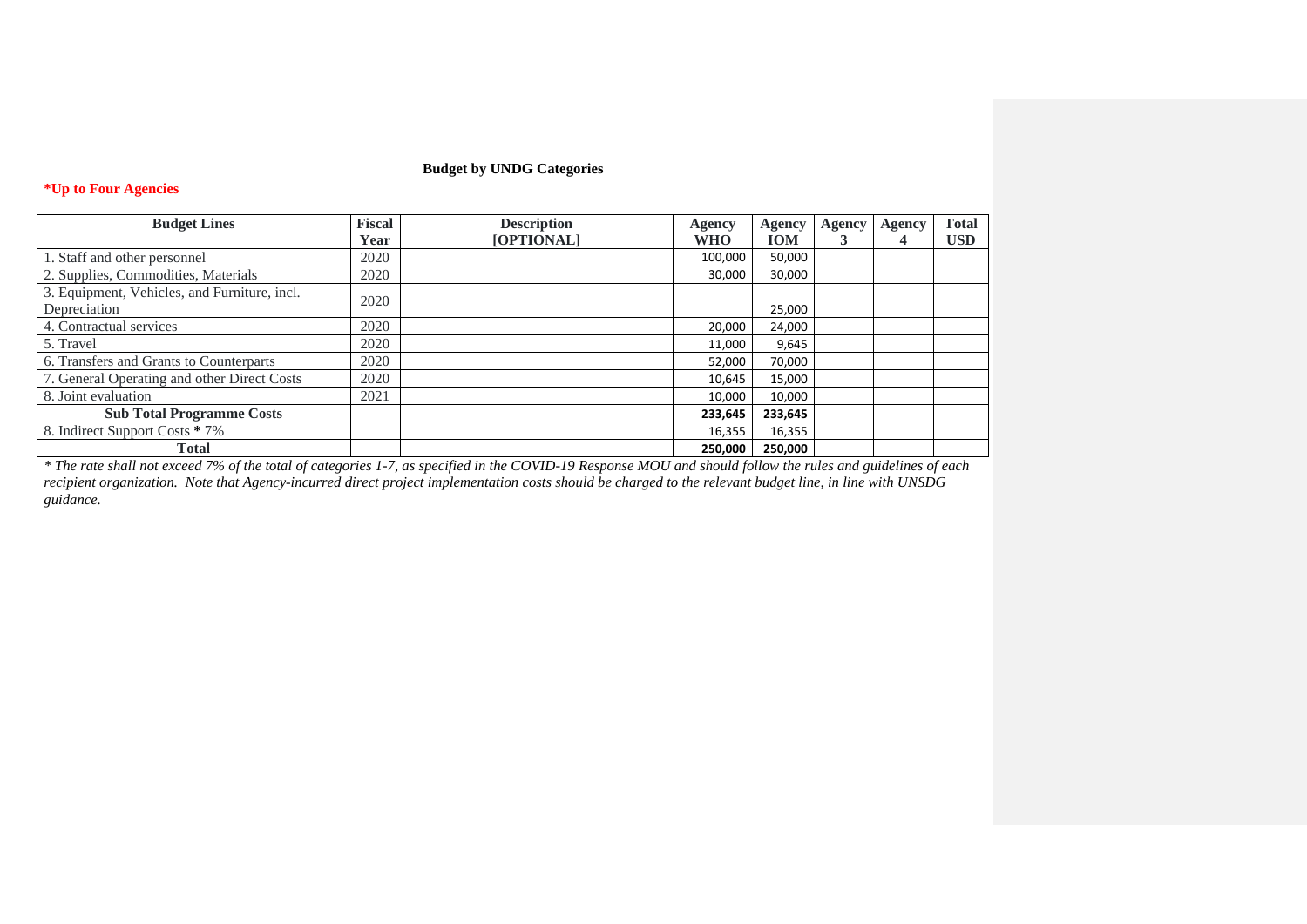**Budget by UNDG Categories**

**\*Up to Four Agencies**

| Budget Lines | Fiscal Year | Description [OPTIONAL] | Agency WHO | Agency IOM | Agency 3 | Agency 4 | Total USD |
|---|---|---|---|---|---|---|---|
| 1. Staff and other personnel | 2020 | | 100,000 | 50,000 | | | |
| 2. Supplies, Commodities, Materials | 2020 | | 30,000 | 30,000 | | | |
| 3. Equipment, Vehicles, and Furniture, incl. Depreciation | 2020 | | | 25,000 | | | |
| 4. Contractual services | 2020 | | 20,000 | 24,000 | | | |
| 5. Travel | 2020 | | 11,000 | 9,645 | | | |
| 6. Transfers and Grants to Counterparts | 2020 | | 52,000 | 70,000 | | | |
| 7. General Operating and other Direct Costs | 2020 | | 10,645 | 15,000 | | | |
| 8. Joint evaluation | 2021 | | 10,000 | 10,000 | | | |
| **Sub Total Programme Costs** | | | **233,645** | **233,645** | | | |
| 8. Indirect Support Costs **\*** 7% | | | 16,355 | 16,355 | | | |
| **Total** | | | **250,000** | **250,000** | | | |

*\* The rate shall not exceed 7% of the total of categories 1-7, as specified in the COVID-19 Response MOU and should follow the rules and guidelines of each recipient organization. Note that Agency-incurred direct project implementation costs should be charged to the relevant budget line, in line with UNSDG guidance.*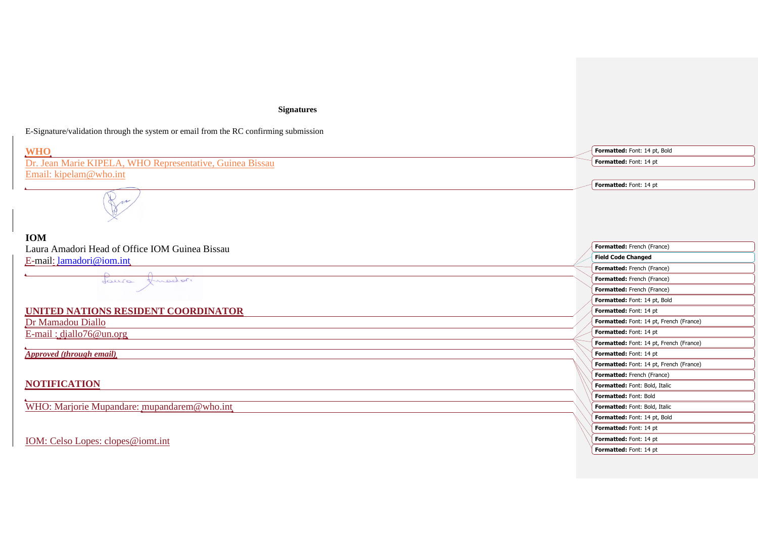**Signatures**

E-Signature/validation through the system or email from the RC confirming submission

**WHO**

Dr. Jean Marie KIPELA, WHO Representative, Guinea Bissau

Email: kipelam@who.int

**IOM**

Laura Amadori Head of Office IOM Guinea Bissau

E-mail: lamadori@iom.int

**UNITED NATIONS RESIDENT COORDINATOR**

Dr Mamadou Diallo

E-mail : diallo76@un.org

***Approved (through email)***

**NOTIFICATION**

WHO: Marjorie Mupandare: mupandarem@who.int

IOM: Celso Lopes: clopes@iomt.int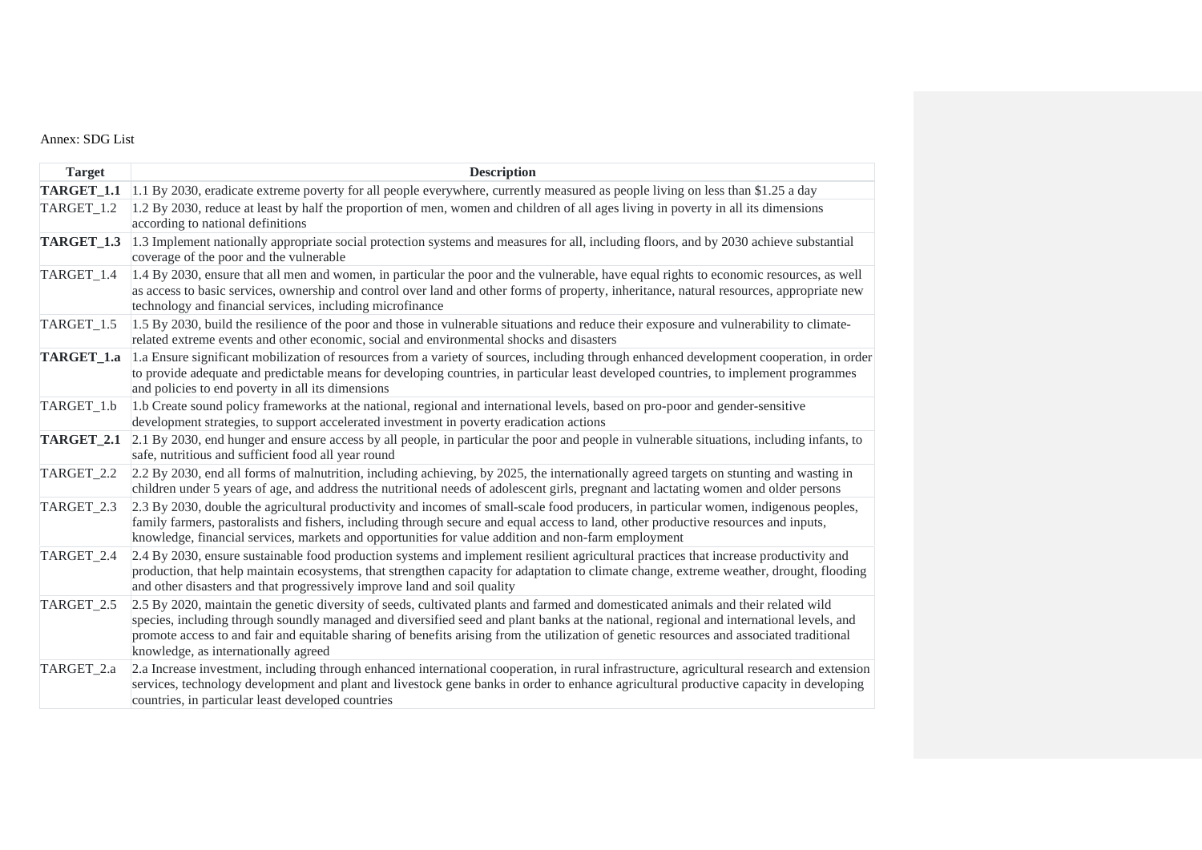Annex: SDG List

| Target | Description |
| --- | --- |
| **TARGET_1.1** | 1.1 By 2030, eradicate extreme poverty for all people everywhere, currently measured as people living on less than $1.25 a day |
| TARGET_1.2 | 1.2 By 2030, reduce at least by half the proportion of men, women and children of all ages living in poverty in all its dimensions according to national definitions |
| **TARGET_1.3** | 1.3 Implement nationally appropriate social protection systems and measures for all, including floors, and by 2030 achieve substantial coverage of the poor and the vulnerable |
| TARGET_1.4 | 1.4 By 2030, ensure that all men and women, in particular the poor and the vulnerable, have equal rights to economic resources, as well as access to basic services, ownership and control over land and other forms of property, inheritance, natural resources, appropriate new technology and financial services, including microfinance |
| TARGET_1.5 | 1.5 By 2030, build the resilience of the poor and those in vulnerable situations and reduce their exposure and vulnerability to climate-related extreme events and other economic, social and environmental shocks and disasters |
| **TARGET_1.a** | 1.a Ensure significant mobilization of resources from a variety of sources, including through enhanced development cooperation, in order to provide adequate and predictable means for developing countries, in particular least developed countries, to implement programmes and policies to end poverty in all its dimensions |
| TARGET_1.b | 1.b Create sound policy frameworks at the national, regional and international levels, based on pro-poor and gender-sensitive development strategies, to support accelerated investment in poverty eradication actions |
| **TARGET_2.1** | 2.1 By 2030, end hunger and ensure access by all people, in particular the poor and people in vulnerable situations, including infants, to safe, nutritious and sufficient food all year round |
| TARGET_2.2 | 2.2 By 2030, end all forms of malnutrition, including achieving, by 2025, the internationally agreed targets on stunting and wasting in children under 5 years of age, and address the nutritional needs of adolescent girls, pregnant and lactating women and older persons |
| TARGET_2.3 | 2.3 By 2030, double the agricultural productivity and incomes of small-scale food producers, in particular women, indigenous peoples, family farmers, pastoralists and fishers, including through secure and equal access to land, other productive resources and inputs, knowledge, financial services, markets and opportunities for value addition and non-farm employment |
| TARGET_2.4 | 2.4 By 2030, ensure sustainable food production systems and implement resilient agricultural practices that increase productivity and production, that help maintain ecosystems, that strengthen capacity for adaptation to climate change, extreme weather, drought, flooding and other disasters and that progressively improve land and soil quality |
| TARGET_2.5 | 2.5 By 2020, maintain the genetic diversity of seeds, cultivated plants and farmed and domesticated animals and their related wild species, including through soundly managed and diversified seed and plant banks at the national, regional and international levels, and promote access to and fair and equitable sharing of benefits arising from the utilization of genetic resources and associated traditional knowledge, as internationally agreed |
| TARGET_2.a | 2.a Increase investment, including through enhanced international cooperation, in rural infrastructure, agricultural research and extension services, technology development and plant and livestock gene banks in order to enhance agricultural productive capacity in developing countries, in particular least developed countries |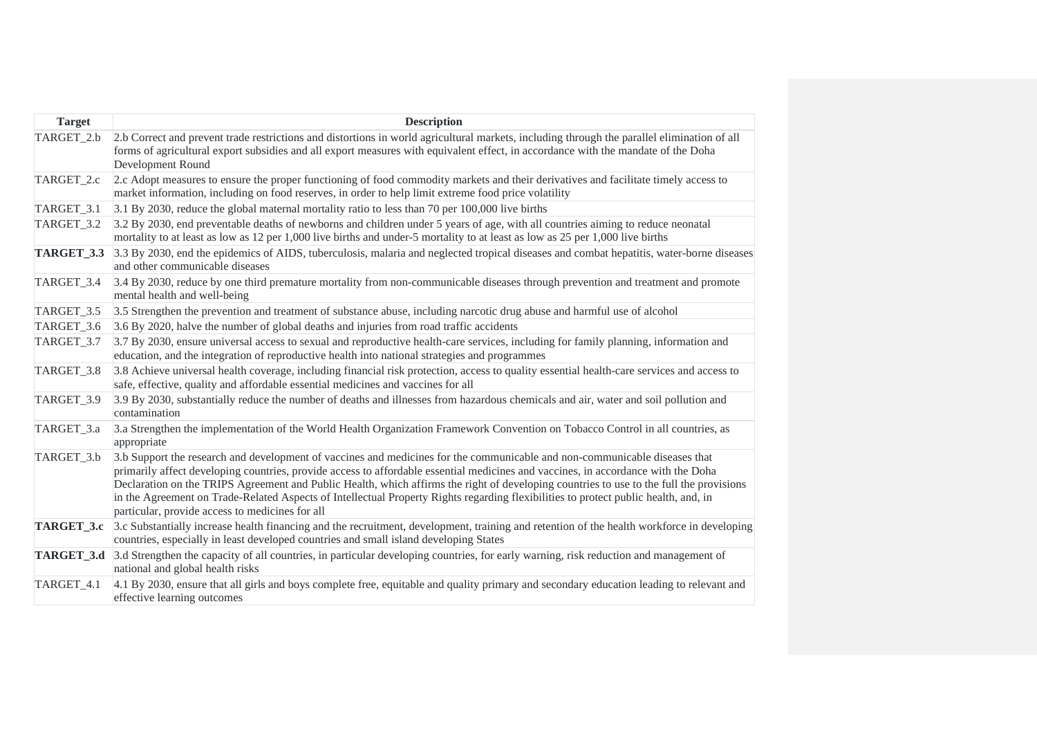| Target | Description |
| --- | --- |
| TARGET_2.b | 2.b Correct and prevent trade restrictions and distortions in world agricultural markets, including through the parallel elimination of all forms of agricultural export subsidies and all export measures with equivalent effect, in accordance with the mandate of the Doha Development Round |
| TARGET_2.c | 2.c Adopt measures to ensure the proper functioning of food commodity markets and their derivatives and facilitate timely access to market information, including on food reserves, in order to help limit extreme food price volatility |
| TARGET_3.1 | 3.1 By 2030, reduce the global maternal mortality ratio to less than 70 per 100,000 live births |
| TARGET_3.2 | 3.2 By 2030, end preventable deaths of newborns and children under 5 years of age, with all countries aiming to reduce neonatal mortality to at least as low as 12 per 1,000 live births and under-5 mortality to at least as low as 25 per 1,000 live births |
| **TARGET_3.3** | 3.3 By 2030, end the epidemics of AIDS, tuberculosis, malaria and neglected tropical diseases and combat hepatitis, water-borne diseases and other communicable diseases |
| TARGET_3.4 | 3.4 By 2030, reduce by one third premature mortality from non-communicable diseases through prevention and treatment and promote mental health and well-being |
| TARGET_3.5 | 3.5 Strengthen the prevention and treatment of substance abuse, including narcotic drug abuse and harmful use of alcohol |
| TARGET_3.6 | 3.6 By 2020, halve the number of global deaths and injuries from road traffic accidents |
| TARGET_3.7 | 3.7 By 2030, ensure universal access to sexual and reproductive health-care services, including for family planning, information and education, and the integration of reproductive health into national strategies and programmes |
| TARGET_3.8 | 3.8 Achieve universal health coverage, including financial risk protection, access to quality essential health-care services and access to safe, effective, quality and affordable essential medicines and vaccines for all |
| TARGET_3.9 | 3.9 By 2030, substantially reduce the number of deaths and illnesses from hazardous chemicals and air, water and soil pollution and contamination |
| TARGET_3.a | 3.a Strengthen the implementation of the World Health Organization Framework Convention on Tobacco Control in all countries, as appropriate |
| TARGET_3.b | 3.b Support the research and development of vaccines and medicines for the communicable and non-communicable diseases that primarily affect developing countries, provide access to affordable essential medicines and vaccines, in accordance with the Doha Declaration on the TRIPS Agreement and Public Health, which affirms the right of developing countries to use to the full the provisions in the Agreement on Trade-Related Aspects of Intellectual Property Rights regarding flexibilities to protect public health, and, in particular, provide access to medicines for all |
| **TARGET_3.c** | 3.c Substantially increase health financing and the recruitment, development, training and retention of the health workforce in developing countries, especially in least developed countries and small island developing States |
| **TARGET_3.d** | 3.d Strengthen the capacity of all countries, in particular developing countries, for early warning, risk reduction and management of national and global health risks |
| TARGET_4.1 | 4.1 By 2030, ensure that all girls and boys complete free, equitable and quality primary and secondary education leading to relevant and effective learning outcomes |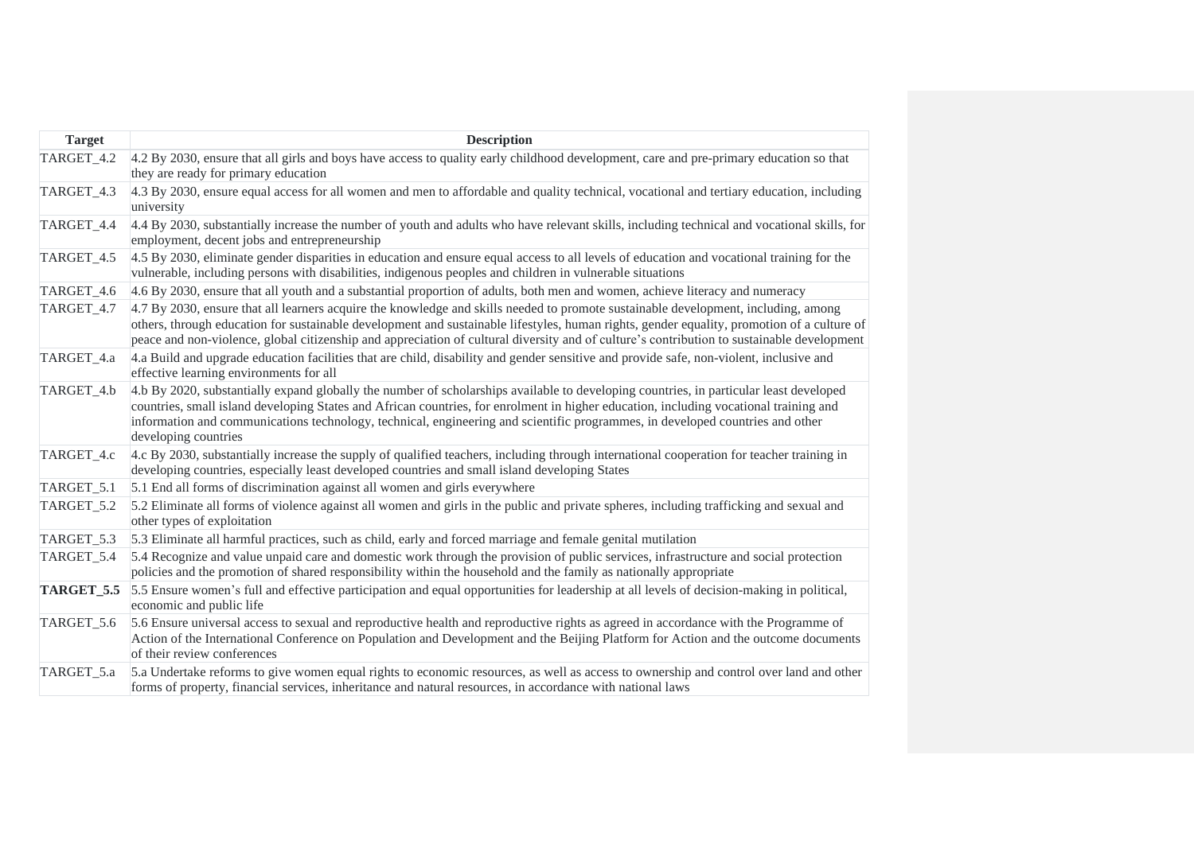| Target | Description |
|---|---|
| TARGET_4.2 | 4.2 By 2030, ensure that all girls and boys have access to quality early childhood development, care and pre-primary education so that they are ready for primary education |
| TARGET_4.3 | 4.3 By 2030, ensure equal access for all women and men to affordable and quality technical, vocational and tertiary education, including university |
| TARGET_4.4 | 4.4 By 2030, substantially increase the number of youth and adults who have relevant skills, including technical and vocational skills, for employment, decent jobs and entrepreneurship |
| TARGET_4.5 | 4.5 By 2030, eliminate gender disparities in education and ensure equal access to all levels of education and vocational training for the vulnerable, including persons with disabilities, indigenous peoples and children in vulnerable situations |
| TARGET_4.6 | 4.6 By 2030, ensure that all youth and a substantial proportion of adults, both men and women, achieve literacy and numeracy |
| TARGET_4.7 | 4.7 By 2030, ensure that all learners acquire the knowledge and skills needed to promote sustainable development, including, among others, through education for sustainable development and sustainable lifestyles, human rights, gender equality, promotion of a culture of peace and non-violence, global citizenship and appreciation of cultural diversity and of culture's contribution to sustainable development |
| TARGET_4.a | 4.a Build and upgrade education facilities that are child, disability and gender sensitive and provide safe, non-violent, inclusive and effective learning environments for all |
| TARGET_4.b | 4.b By 2020, substantially expand globally the number of scholarships available to developing countries, in particular least developed countries, small island developing States and African countries, for enrolment in higher education, including vocational training and information and communications technology, technical, engineering and scientific programmes, in developed countries and other developing countries |
| TARGET_4.c | 4.c By 2030, substantially increase the supply of qualified teachers, including through international cooperation for teacher training in developing countries, especially least developed countries and small island developing States |
| TARGET_5.1 | 5.1 End all forms of discrimination against all women and girls everywhere |
| TARGET_5.2 | 5.2 Eliminate all forms of violence against all women and girls in the public and private spheres, including trafficking and sexual and other types of exploitation |
| TARGET_5.3 | 5.3 Eliminate all harmful practices, such as child, early and forced marriage and female genital mutilation |
| TARGET_5.4 | 5.4 Recognize and value unpaid care and domestic work through the provision of public services, infrastructure and social protection policies and the promotion of shared responsibility within the household and the family as nationally appropriate |
| **TARGET_5.5** | 5.5 Ensure women's full and effective participation and equal opportunities for leadership at all levels of decision-making in political, economic and public life |
| TARGET_5.6 | 5.6 Ensure universal access to sexual and reproductive health and reproductive rights as agreed in accordance with the Programme of Action of the International Conference on Population and Development and the Beijing Platform for Action and the outcome documents of their review conferences |
| TARGET_5.a | 5.a Undertake reforms to give women equal rights to economic resources, as well as access to ownership and control over land and other forms of property, financial services, inheritance and natural resources, in accordance with national laws |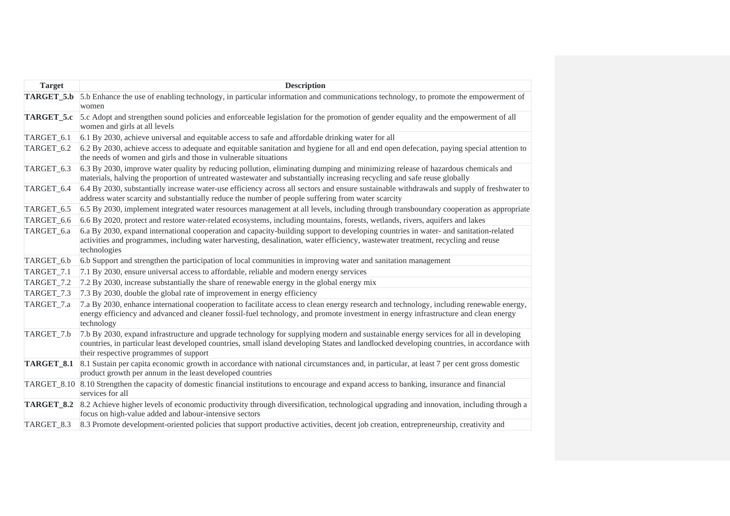| Target | Description |
| --- | --- |
| **TARGET_5.b** | 5.b Enhance the use of enabling technology, in particular information and communications technology, to promote the empowerment of women |
| **TARGET_5.c** | 5.c Adopt and strengthen sound policies and enforceable legislation for the promotion of gender equality and the empowerment of all women and girls at all levels |
| TARGET_6.1 | 6.1 By 2030, achieve universal and equitable access to safe and affordable drinking water for all |
| TARGET_6.2 | 6.2 By 2030, achieve access to adequate and equitable sanitation and hygiene for all and end open defecation, paying special attention to the needs of women and girls and those in vulnerable situations |
| TARGET_6.3 | 6.3 By 2030, improve water quality by reducing pollution, eliminating dumping and minimizing release of hazardous chemicals and materials, halving the proportion of untreated wastewater and substantially increasing recycling and safe reuse globally |
| TARGET_6.4 | 6.4 By 2030, substantially increase water-use efficiency across all sectors and ensure sustainable withdrawals and supply of freshwater to address water scarcity and substantially reduce the number of people suffering from water scarcity |
| TARGET_6.5 | 6.5 By 2030, implement integrated water resources management at all levels, including through transboundary cooperation as appropriate |
| TARGET_6.6 | 6.6 By 2020, protect and restore water-related ecosystems, including mountains, forests, wetlands, rivers, aquifers and lakes |
| TARGET_6.a | 6.a By 2030, expand international cooperation and capacity-building support to developing countries in water- and sanitation-related activities and programmes, including water harvesting, desalination, water efficiency, wastewater treatment, recycling and reuse technologies |
| TARGET_6.b | 6.b Support and strengthen the participation of local communities in improving water and sanitation management |
| TARGET_7.1 | 7.1 By 2030, ensure universal access to affordable, reliable and modern energy services |
| TARGET_7.2 | 7.2 By 2030, increase substantially the share of renewable energy in the global energy mix |
| TARGET_7.3 | 7.3 By 2030, double the global rate of improvement in energy efficiency |
| TARGET_7.a | 7.a By 2030, enhance international cooperation to facilitate access to clean energy research and technology, including renewable energy, energy efficiency and advanced and cleaner fossil-fuel technology, and promote investment in energy infrastructure and clean energy technology |
| TARGET_7.b | 7.b By 2030, expand infrastructure and upgrade technology for supplying modern and sustainable energy services for all in developing countries, in particular least developed countries, small island developing States and landlocked developing countries, in accordance with their respective programmes of support |
| **TARGET_8.1** | 8.1 Sustain per capita economic growth in accordance with national circumstances and, in particular, at least 7 per cent gross domestic product growth per annum in the least developed countries |
| TARGET_8.10 | 8.10 Strengthen the capacity of domestic financial institutions to encourage and expand access to banking, insurance and financial services for all |
| **TARGET_8.2** | 8.2 Achieve higher levels of economic productivity through diversification, technological upgrading and innovation, including through a focus on high-value added and labour-intensive sectors |
| TARGET_8.3 | 8.3 Promote development-oriented policies that support productive activities, decent job creation, entrepreneurship, creativity and |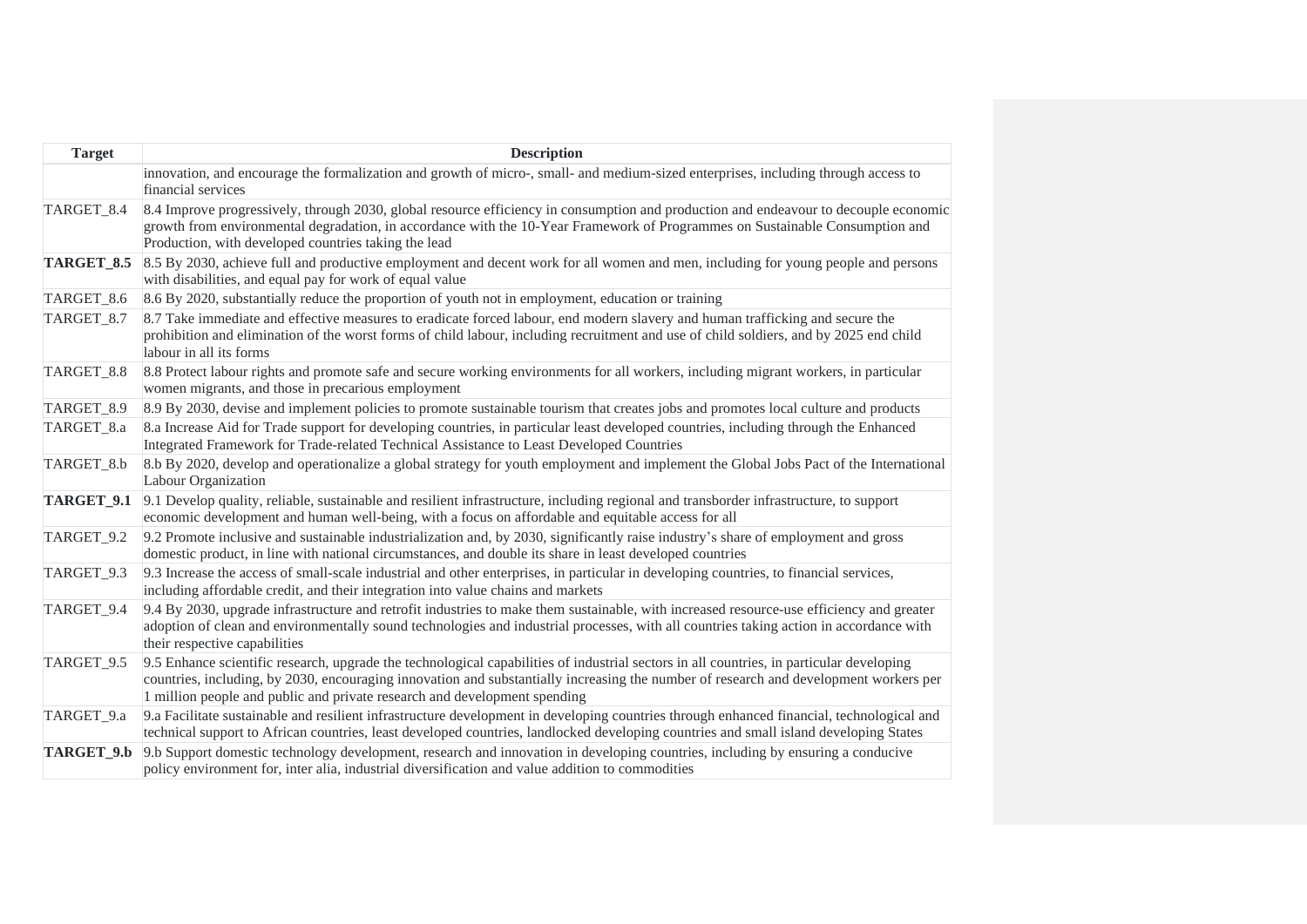| Target | Description |
|---|---|
| | innovation, and encourage the formalization and growth of micro-, small- and medium-sized enterprises, including through access to financial services |
| TARGET_8.4 | 8.4 Improve progressively, through 2030, global resource efficiency in consumption and production and endeavour to decouple economic growth from environmental degradation, in accordance with the 10-Year Framework of Programmes on Sustainable Consumption and Production, with developed countries taking the lead |
| **TARGET_8.5** | 8.5 By 2030, achieve full and productive employment and decent work for all women and men, including for young people and persons with disabilities, and equal pay for work of equal value |
| TARGET_8.6 | 8.6 By 2020, substantially reduce the proportion of youth not in employment, education or training |
| TARGET_8.7 | 8.7 Take immediate and effective measures to eradicate forced labour, end modern slavery and human trafficking and secure the prohibition and elimination of the worst forms of child labour, including recruitment and use of child soldiers, and by 2025 end child labour in all its forms |
| TARGET_8.8 | 8.8 Protect labour rights and promote safe and secure working environments for all workers, including migrant workers, in particular women migrants, and those in precarious employment |
| TARGET_8.9 | 8.9 By 2030, devise and implement policies to promote sustainable tourism that creates jobs and promotes local culture and products |
| TARGET_8.a | 8.a Increase Aid for Trade support for developing countries, in particular least developed countries, including through the Enhanced Integrated Framework for Trade-related Technical Assistance to Least Developed Countries |
| TARGET_8.b | 8.b By 2020, develop and operationalize a global strategy for youth employment and implement the Global Jobs Pact of the International Labour Organization |
| **TARGET_9.1** | 9.1 Develop quality, reliable, sustainable and resilient infrastructure, including regional and transborder infrastructure, to support economic development and human well-being, with a focus on affordable and equitable access for all |
| TARGET_9.2 | 9.2 Promote inclusive and sustainable industrialization and, by 2030, significantly raise industry's share of employment and gross domestic product, in line with national circumstances, and double its share in least developed countries |
| TARGET_9.3 | 9.3 Increase the access of small-scale industrial and other enterprises, in particular in developing countries, to financial services, including affordable credit, and their integration into value chains and markets |
| TARGET_9.4 | 9.4 By 2030, upgrade infrastructure and retrofit industries to make them sustainable, with increased resource-use efficiency and greater adoption of clean and environmentally sound technologies and industrial processes, with all countries taking action in accordance with their respective capabilities |
| TARGET_9.5 | 9.5 Enhance scientific research, upgrade the technological capabilities of industrial sectors in all countries, in particular developing countries, including, by 2030, encouraging innovation and substantially increasing the number of research and development workers per 1 million people and public and private research and development spending |
| TARGET_9.a | 9.a Facilitate sustainable and resilient infrastructure development in developing countries through enhanced financial, technological and technical support to African countries, least developed countries, landlocked developing countries and small island developing States |
| **TARGET_9.b** | 9.b Support domestic technology development, research and innovation in developing countries, including by ensuring a conducive policy environment for, inter alia, industrial diversification and value addition to commodities |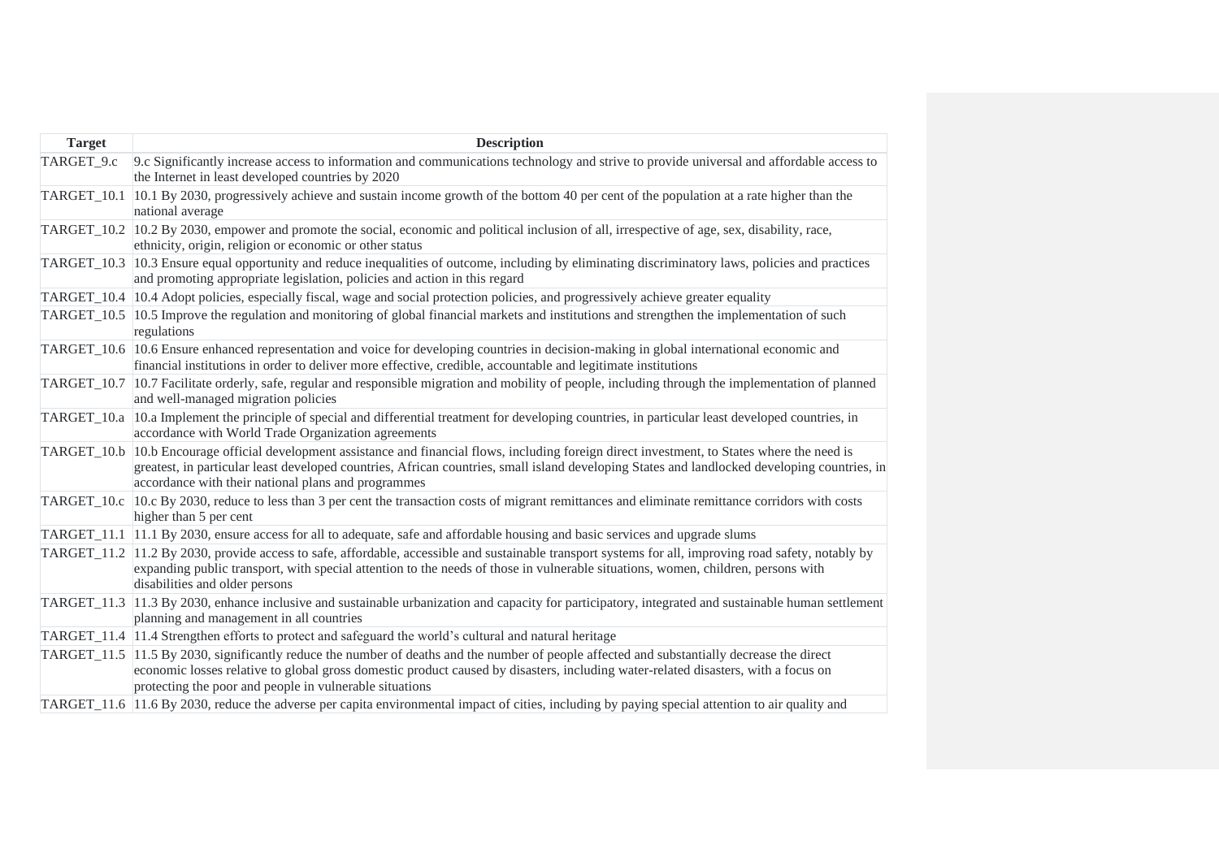| Target | Description |
| --- | --- |
| TARGET_9.c | 9.c Significantly increase access to information and communications technology and strive to provide universal and affordable access to the Internet in least developed countries by 2020 |
| TARGET_10.1 | 10.1 By 2030, progressively achieve and sustain income growth of the bottom 40 per cent of the population at a rate higher than the national average |
| TARGET_10.2 | 10.2 By 2030, empower and promote the social, economic and political inclusion of all, irrespective of age, sex, disability, race, ethnicity, origin, religion or economic or other status |
| TARGET_10.3 | 10.3 Ensure equal opportunity and reduce inequalities of outcome, including by eliminating discriminatory laws, policies and practices and promoting appropriate legislation, policies and action in this regard |
| TARGET_10.4 | 10.4 Adopt policies, especially fiscal, wage and social protection policies, and progressively achieve greater equality |
| TARGET_10.5 | 10.5 Improve the regulation and monitoring of global financial markets and institutions and strengthen the implementation of such regulations |
| TARGET_10.6 | 10.6 Ensure enhanced representation and voice for developing countries in decision-making in global international economic and financial institutions in order to deliver more effective, credible, accountable and legitimate institutions |
| TARGET_10.7 | 10.7 Facilitate orderly, safe, regular and responsible migration and mobility of people, including through the implementation of planned and well-managed migration policies |
| TARGET_10.a | 10.a Implement the principle of special and differential treatment for developing countries, in particular least developed countries, in accordance with World Trade Organization agreements |
| TARGET_10.b | 10.b Encourage official development assistance and financial flows, including foreign direct investment, to States where the need is greatest, in particular least developed countries, African countries, small island developing States and landlocked developing countries, in accordance with their national plans and programmes |
| TARGET_10.c | 10.c By 2030, reduce to less than 3 per cent the transaction costs of migrant remittances and eliminate remittance corridors with costs higher than 5 per cent |
| TARGET_11.1 | 11.1 By 2030, ensure access for all to adequate, safe and affordable housing and basic services and upgrade slums |
| TARGET_11.2 | 11.2 By 2030, provide access to safe, affordable, accessible and sustainable transport systems for all, improving road safety, notably by expanding public transport, with special attention to the needs of those in vulnerable situations, women, children, persons with disabilities and older persons |
| TARGET_11.3 | 11.3 By 2030, enhance inclusive and sustainable urbanization and capacity for participatory, integrated and sustainable human settlement planning and management in all countries |
| TARGET_11.4 | 11.4 Strengthen efforts to protect and safeguard the world's cultural and natural heritage |
| TARGET_11.5 | 11.5 By 2030, significantly reduce the number of deaths and the number of people affected and substantially decrease the direct economic losses relative to global gross domestic product caused by disasters, including water-related disasters, with a focus on protecting the poor and people in vulnerable situations |
| TARGET_11.6 | 11.6 By 2030, reduce the adverse per capita environmental impact of cities, including by paying special attention to air quality and |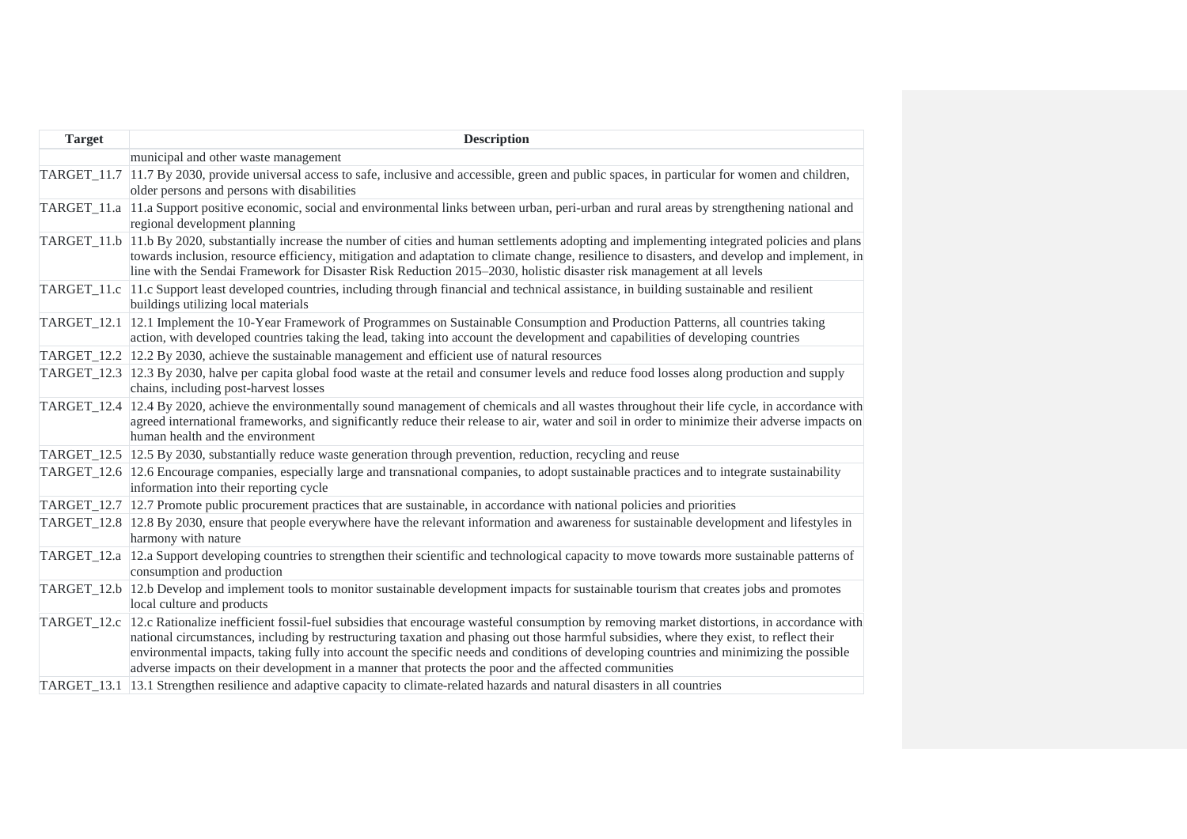| Target | Description |
| --- | --- |
| | municipal and other waste management |
| TARGET_11.7 | 11.7 By 2030, provide universal access to safe, inclusive and accessible, green and public spaces, in particular for women and children, older persons and persons with disabilities |
| TARGET_11.a | 11.a Support positive economic, social and environmental links between urban, peri-urban and rural areas by strengthening national and regional development planning |
| TARGET_11.b | 11.b By 2020, substantially increase the number of cities and human settlements adopting and implementing integrated policies and plans towards inclusion, resource efficiency, mitigation and adaptation to climate change, resilience to disasters, and develop and implement, in line with the Sendai Framework for Disaster Risk Reduction 2015–2030, holistic disaster risk management at all levels |
| TARGET_11.c | 11.c Support least developed countries, including through financial and technical assistance, in building sustainable and resilient buildings utilizing local materials |
| TARGET_12.1 | 12.1 Implement the 10-Year Framework of Programmes on Sustainable Consumption and Production Patterns, all countries taking action, with developed countries taking the lead, taking into account the development and capabilities of developing countries |
| TARGET_12.2 | 12.2 By 2030, achieve the sustainable management and efficient use of natural resources |
| TARGET_12.3 | 12.3 By 2030, halve per capita global food waste at the retail and consumer levels and reduce food losses along production and supply chains, including post-harvest losses |
| TARGET_12.4 | 12.4 By 2020, achieve the environmentally sound management of chemicals and all wastes throughout their life cycle, in accordance with agreed international frameworks, and significantly reduce their release to air, water and soil in order to minimize their adverse impacts on human health and the environment |
| TARGET_12.5 | 12.5 By 2030, substantially reduce waste generation through prevention, reduction, recycling and reuse |
| TARGET_12.6 | 12.6 Encourage companies, especially large and transnational companies, to adopt sustainable practices and to integrate sustainability information into their reporting cycle |
| TARGET_12.7 | 12.7 Promote public procurement practices that are sustainable, in accordance with national policies and priorities |
| TARGET_12.8 | 12.8 By 2030, ensure that people everywhere have the relevant information and awareness for sustainable development and lifestyles in harmony with nature |
| TARGET_12.a | 12.a Support developing countries to strengthen their scientific and technological capacity to move towards more sustainable patterns of consumption and production |
| TARGET_12.b | 12.b Develop and implement tools to monitor sustainable development impacts for sustainable tourism that creates jobs and promotes local culture and products |
| TARGET_12.c | 12.c Rationalize inefficient fossil-fuel subsidies that encourage wasteful consumption by removing market distortions, in accordance with national circumstances, including by restructuring taxation and phasing out those harmful subsidies, where they exist, to reflect their environmental impacts, taking fully into account the specific needs and conditions of developing countries and minimizing the possible adverse impacts on their development in a manner that protects the poor and the affected communities |
| TARGET_13.1 | 13.1 Strengthen resilience and adaptive capacity to climate-related hazards and natural disasters in all countries |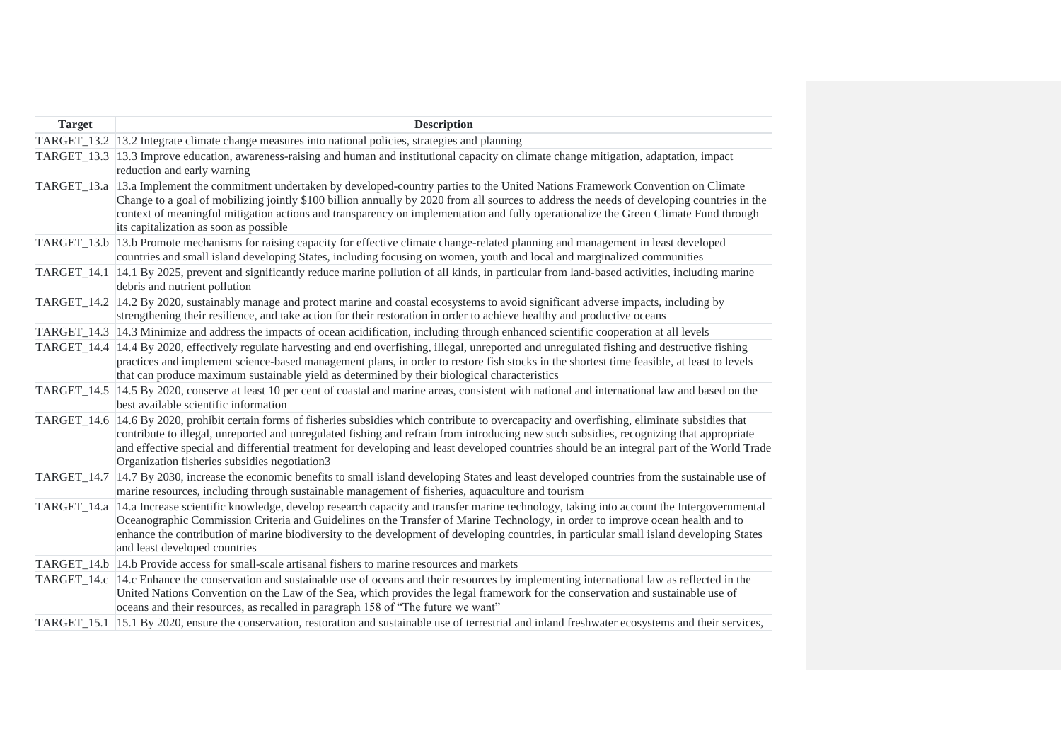| Target | Description |
|---|---|
| TARGET_13.2 | 13.2 Integrate climate change measures into national policies, strategies and planning |
| TARGET_13.3 | 13.3 Improve education, awareness-raising and human and institutional capacity on climate change mitigation, adaptation, impact reduction and early warning |
| TARGET_13.a | 13.a Implement the commitment undertaken by developed-country parties to the United Nations Framework Convention on Climate Change to a goal of mobilizing jointly $100 billion annually by 2020 from all sources to address the needs of developing countries in the context of meaningful mitigation actions and transparency on implementation and fully operationalize the Green Climate Fund through its capitalization as soon as possible |
| TARGET_13.b | 13.b Promote mechanisms for raising capacity for effective climate change-related planning and management in least developed countries and small island developing States, including focusing on women, youth and local and marginalized communities |
| TARGET_14.1 | 14.1 By 2025, prevent and significantly reduce marine pollution of all kinds, in particular from land-based activities, including marine debris and nutrient pollution |
| TARGET_14.2 | 14.2 By 2020, sustainably manage and protect marine and coastal ecosystems to avoid significant adverse impacts, including by strengthening their resilience, and take action for their restoration in order to achieve healthy and productive oceans |
| TARGET_14.3 | 14.3 Minimize and address the impacts of ocean acidification, including through enhanced scientific cooperation at all levels |
| TARGET_14.4 | 14.4 By 2020, effectively regulate harvesting and end overfishing, illegal, unreported and unregulated fishing and destructive fishing practices and implement science-based management plans, in order to restore fish stocks in the shortest time feasible, at least to levels that can produce maximum sustainable yield as determined by their biological characteristics |
| TARGET_14.5 | 14.5 By 2020, conserve at least 10 per cent of coastal and marine areas, consistent with national and international law and based on the best available scientific information |
| TARGET_14.6 | 14.6 By 2020, prohibit certain forms of fisheries subsidies which contribute to overcapacity and overfishing, eliminate subsidies that contribute to illegal, unreported and unregulated fishing and refrain from introducing new such subsidies, recognizing that appropriate and effective special and differential treatment for developing and least developed countries should be an integral part of the World Trade Organization fisheries subsidies negotiation3 |
| TARGET_14.7 | 14.7 By 2030, increase the economic benefits to small island developing States and least developed countries from the sustainable use of marine resources, including through sustainable management of fisheries, aquaculture and tourism |
| TARGET_14.a | 14.a Increase scientific knowledge, develop research capacity and transfer marine technology, taking into account the Intergovernmental Oceanographic Commission Criteria and Guidelines on the Transfer of Marine Technology, in order to improve ocean health and to enhance the contribution of marine biodiversity to the development of developing countries, in particular small island developing States and least developed countries |
| TARGET_14.b | 14.b Provide access for small-scale artisanal fishers to marine resources and markets |
| TARGET_14.c | 14.c Enhance the conservation and sustainable use of oceans and their resources by implementing international law as reflected in the United Nations Convention on the Law of the Sea, which provides the legal framework for the conservation and sustainable use of oceans and their resources, as recalled in paragraph 158 of "The future we want" |
| TARGET_15.1 | 15.1 By 2020, ensure the conservation, restoration and sustainable use of terrestrial and inland freshwater ecosystems and their services, |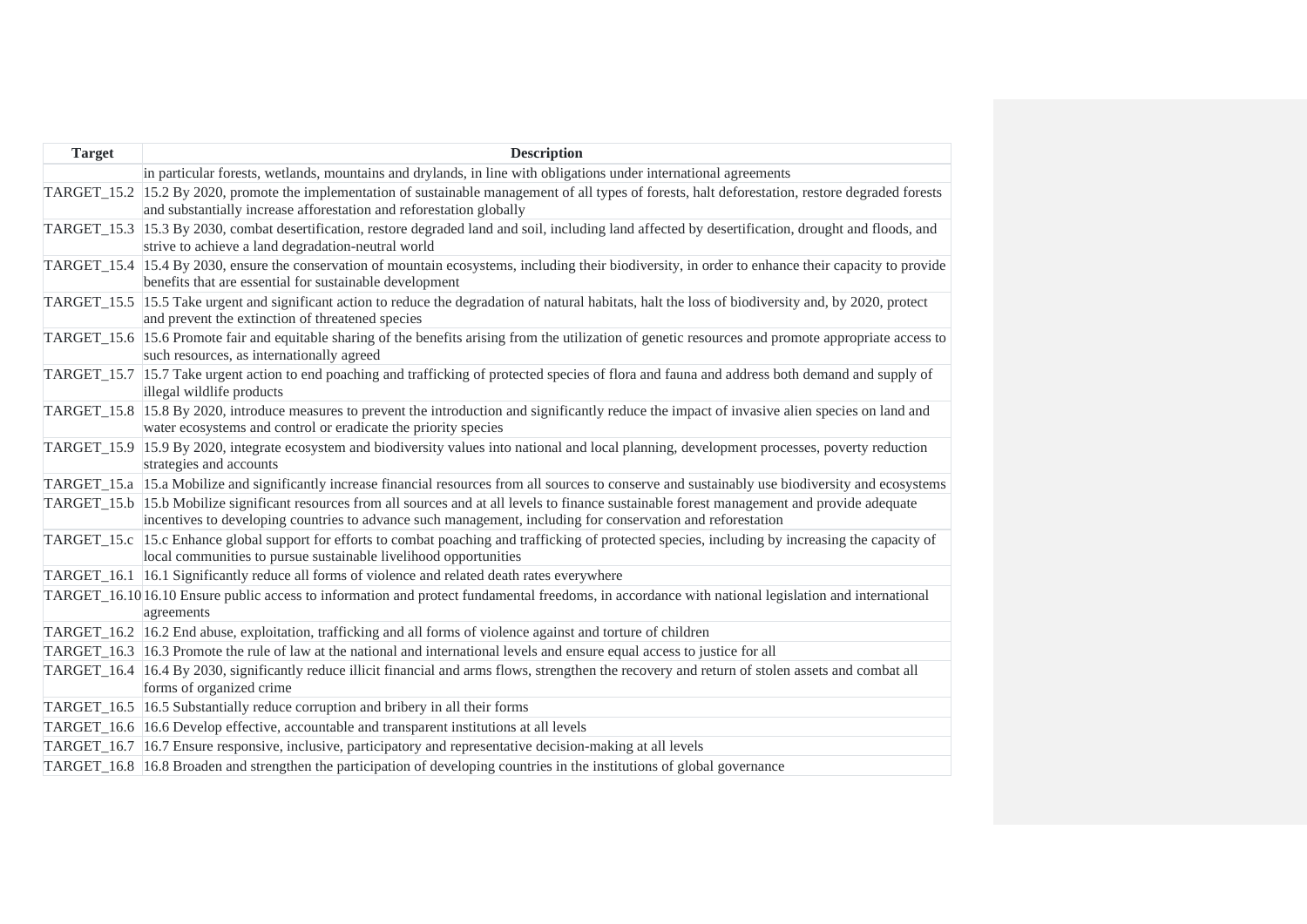| Target | Description |
|---|---|
| | in particular forests, wetlands, mountains and drylands, in line with obligations under international agreements |
| TARGET_15.2 | 15.2 By 2020, promote the implementation of sustainable management of all types of forests, halt deforestation, restore degraded forests and substantially increase afforestation and reforestation globally |
| TARGET_15.3 | 15.3 By 2030, combat desertification, restore degraded land and soil, including land affected by desertification, drought and floods, and strive to achieve a land degradation-neutral world |
| TARGET_15.4 | 15.4 By 2030, ensure the conservation of mountain ecosystems, including their biodiversity, in order to enhance their capacity to provide benefits that are essential for sustainable development |
| TARGET_15.5 | 15.5 Take urgent and significant action to reduce the degradation of natural habitats, halt the loss of biodiversity and, by 2020, protect and prevent the extinction of threatened species |
| TARGET_15.6 | 15.6 Promote fair and equitable sharing of the benefits arising from the utilization of genetic resources and promote appropriate access to such resources, as internationally agreed |
| TARGET_15.7 | 15.7 Take urgent action to end poaching and trafficking of protected species of flora and fauna and address both demand and supply of illegal wildlife products |
| TARGET_15.8 | 15.8 By 2020, introduce measures to prevent the introduction and significantly reduce the impact of invasive alien species on land and water ecosystems and control or eradicate the priority species |
| TARGET_15.9 | 15.9 By 2020, integrate ecosystem and biodiversity values into national and local planning, development processes, poverty reduction strategies and accounts |
| TARGET_15.a | 15.a Mobilize and significantly increase financial resources from all sources to conserve and sustainably use biodiversity and ecosystems |
| TARGET_15.b | 15.b Mobilize significant resources from all sources and at all levels to finance sustainable forest management and provide adequate incentives to developing countries to advance such management, including for conservation and reforestation |
| TARGET_15.c | 15.c Enhance global support for efforts to combat poaching and trafficking of protected species, including by increasing the capacity of local communities to pursue sustainable livelihood opportunities |
| TARGET_16.1 | 16.1 Significantly reduce all forms of violence and related death rates everywhere |
| TARGET_16.10 | 16.10 Ensure public access to information and protect fundamental freedoms, in accordance with national legislation and international agreements |
| TARGET_16.2 | 16.2 End abuse, exploitation, trafficking and all forms of violence against and torture of children |
| TARGET_16.3 | 16.3 Promote the rule of law at the national and international levels and ensure equal access to justice for all |
| TARGET_16.4 | 16.4 By 2030, significantly reduce illicit financial and arms flows, strengthen the recovery and return of stolen assets and combat all forms of organized crime |
| TARGET_16.5 | 16.5 Substantially reduce corruption and bribery in all their forms |
| TARGET_16.6 | 16.6 Develop effective, accountable and transparent institutions at all levels |
| TARGET_16.7 | 16.7 Ensure responsive, inclusive, participatory and representative decision-making at all levels |
| TARGET_16.8 | 16.8 Broaden and strengthen the participation of developing countries in the institutions of global governance |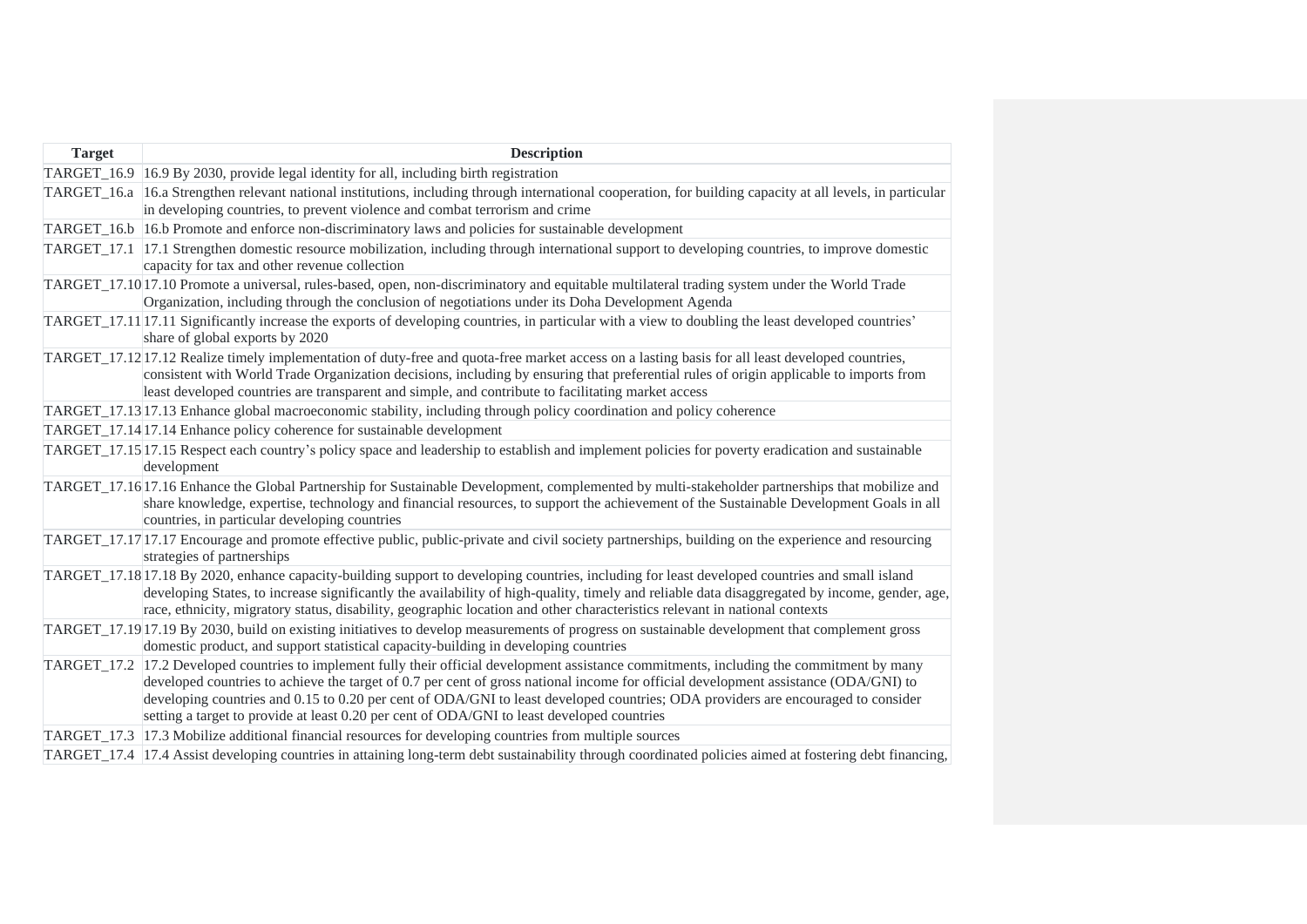| Target | Description |
| --- | --- |
| TARGET_16.9 | 16.9 By 2030, provide legal identity for all, including birth registration |
| TARGET_16.a | 16.a Strengthen relevant national institutions, including through international cooperation, for building capacity at all levels, in particular in developing countries, to prevent violence and combat terrorism and crime |
| TARGET_16.b | 16.b Promote and enforce non-discriminatory laws and policies for sustainable development |
| TARGET_17.1 | 17.1 Strengthen domestic resource mobilization, including through international support to developing countries, to improve domestic capacity for tax and other revenue collection |
| TARGET_17.10 | 17.10 Promote a universal, rules-based, open, non-discriminatory and equitable multilateral trading system under the World Trade Organization, including through the conclusion of negotiations under its Doha Development Agenda |
| TARGET_17.11 | 17.11 Significantly increase the exports of developing countries, in particular with a view to doubling the least developed countries' share of global exports by 2020 |
| TARGET_17.12 | 17.12 Realize timely implementation of duty-free and quota-free market access on a lasting basis for all least developed countries, consistent with World Trade Organization decisions, including by ensuring that preferential rules of origin applicable to imports from least developed countries are transparent and simple, and contribute to facilitating market access |
| TARGET_17.13 | 17.13 Enhance global macroeconomic stability, including through policy coordination and policy coherence |
| TARGET_17.14 | 17.14 Enhance policy coherence for sustainable development |
| TARGET_17.15 | 17.15 Respect each country's policy space and leadership to establish and implement policies for poverty eradication and sustainable development |
| TARGET_17.16 | 17.16 Enhance the Global Partnership for Sustainable Development, complemented by multi-stakeholder partnerships that mobilize and share knowledge, expertise, technology and financial resources, to support the achievement of the Sustainable Development Goals in all countries, in particular developing countries |
| TARGET_17.17 | 17.17 Encourage and promote effective public, public-private and civil society partnerships, building on the experience and resourcing strategies of partnerships |
| TARGET_17.18 | 17.18 By 2020, enhance capacity-building support to developing countries, including for least developed countries and small island developing States, to increase significantly the availability of high-quality, timely and reliable data disaggregated by income, gender, age, race, ethnicity, migratory status, disability, geographic location and other characteristics relevant in national contexts |
| TARGET_17.19 | 17.19 By 2030, build on existing initiatives to develop measurements of progress on sustainable development that complement gross domestic product, and support statistical capacity-building in developing countries |
| TARGET_17.2 | 17.2 Developed countries to implement fully their official development assistance commitments, including the commitment by many developed countries to achieve the target of 0.7 per cent of gross national income for official development assistance (ODA/GNI) to developing countries and 0.15 to 0.20 per cent of ODA/GNI to least developed countries; ODA providers are encouraged to consider setting a target to provide at least 0.20 per cent of ODA/GNI to least developed countries |
| TARGET_17.3 | 17.3 Mobilize additional financial resources for developing countries from multiple sources |
| TARGET_17.4 | 17.4 Assist developing countries in attaining long-term debt sustainability through coordinated policies aimed at fostering debt financing, |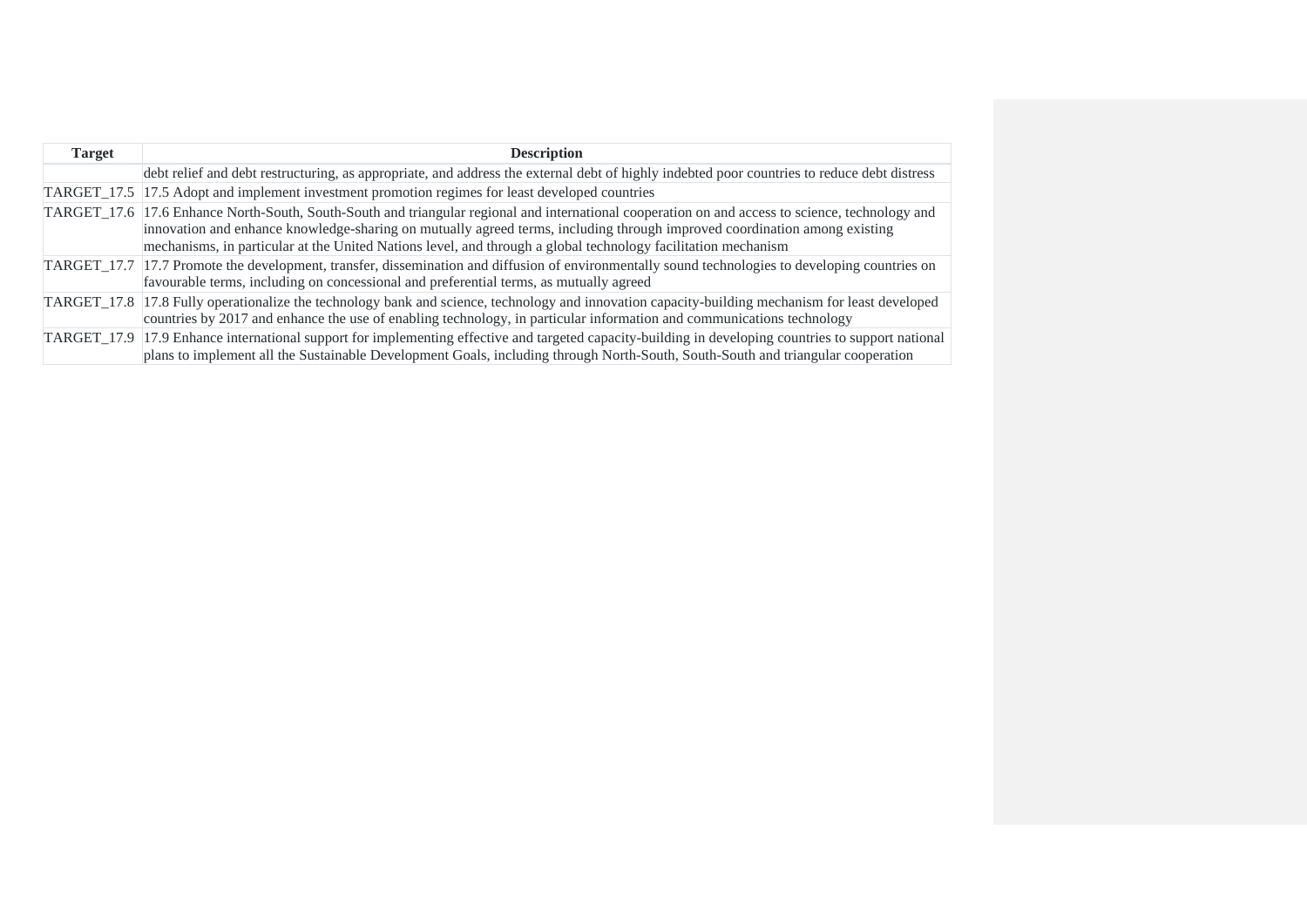| Target | Description |
| --- | --- |
| | debt relief and debt restructuring, as appropriate, and address the external debt of highly indebted poor countries to reduce debt distress |
| TARGET_17.5 | 17.5 Adopt and implement investment promotion regimes for least developed countries |
| TARGET_17.6 | 17.6 Enhance North-South, South-South and triangular regional and international cooperation on and access to science, technology and innovation and enhance knowledge-sharing on mutually agreed terms, including through improved coordination among existing mechanisms, in particular at the United Nations level, and through a global technology facilitation mechanism |
| TARGET_17.7 | 17.7 Promote the development, transfer, dissemination and diffusion of environmentally sound technologies to developing countries on favourable terms, including on concessional and preferential terms, as mutually agreed |
| TARGET_17.8 | 17.8 Fully operationalize the technology bank and science, technology and innovation capacity-building mechanism for least developed countries by 2017 and enhance the use of enabling technology, in particular information and communications technology |
| TARGET_17.9 | 17.9 Enhance international support for implementing effective and targeted capacity-building in developing countries to support national plans to implement all the Sustainable Development Goals, including through North-South, South-South and triangular cooperation |